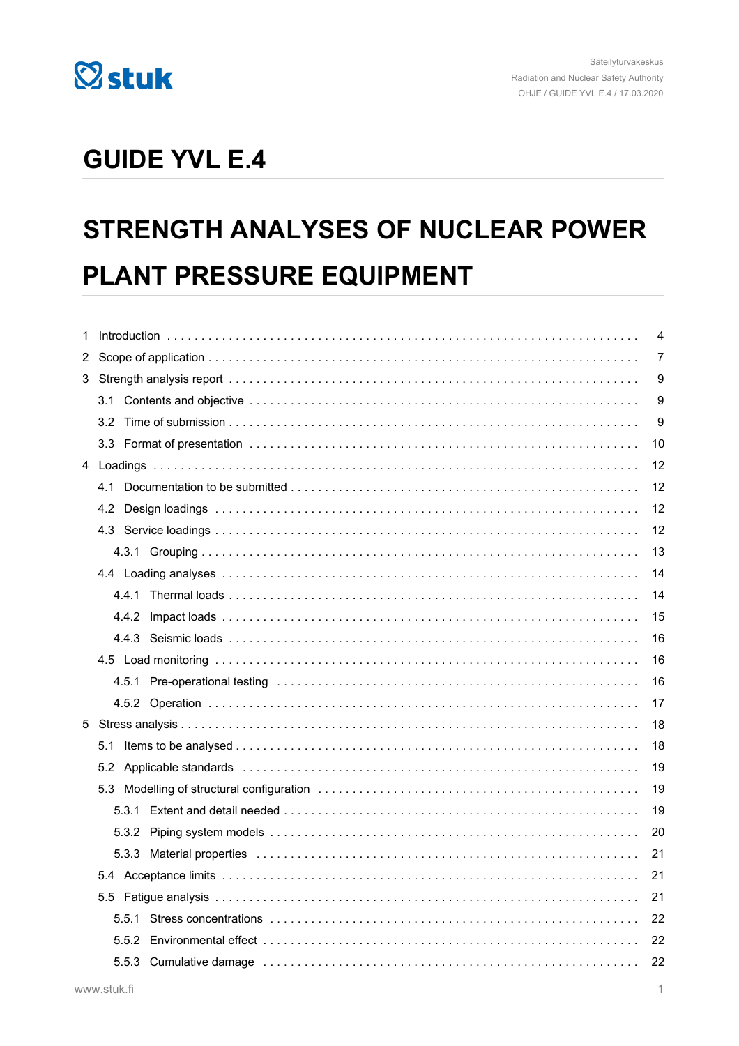Säteilyturvakeskus
Radiation and Nuclear Safety Authority
OHJE / GUIDE YVL E.4 / 17.03.2020

# GUIDE YVL E.4

# STRENGTH ANALYSES OF NUCLEAR POWER PLANT PRESSURE EQUIPMENT

- 1 Introduction . . . . . 4
- 2 Scope of application . . . . . 7
- 3 Strength analysis report . . . . . 9
  - 3.1 Contents and objective . . . . . 9
  - 3.2 Time of submission . . . . . 9
  - 3.3 Format of presentation . . . . . 10
- 4 Loadings . . . . . 12
  - 4.1 Documentation to be submitted . . . . . 12
  - 4.2 Design loadings . . . . . 12
  - 4.3 Service loadings . . . . . 12
    - 4.3.1 Grouping . . . . . 13
  - 4.4 Loading analyses . . . . . 14
    - 4.4.1 Thermal loads . . . . . 14
    - 4.4.2 Impact loads . . . . . 15
    - 4.4.3 Seismic loads . . . . . 16
  - 4.5 Load monitoring . . . . . 16
    - 4.5.1 Pre-operational testing . . . . . 16
    - 4.5.2 Operation . . . . . 17
- 5 Stress analysis . . . . . 18
  - 5.1 Items to be analysed . . . . . 18
  - 5.2 Applicable standards . . . . . 19
  - 5.3 Modelling of structural configuration . . . . . 19
    - 5.3.1 Extent and detail needed . . . . . 19
    - 5.3.2 Piping system models . . . . . 20
    - 5.3.3 Material properties . . . . . 21
  - 5.4 Acceptance limits . . . . . 21
  - 5.5 Fatigue analysis . . . . . 21
    - 5.5.1 Stress concentrations . . . . . 22
    - 5.5.2 Environmental effect . . . . . 22
    - 5.5.3 Cumulative damage . . . . . 22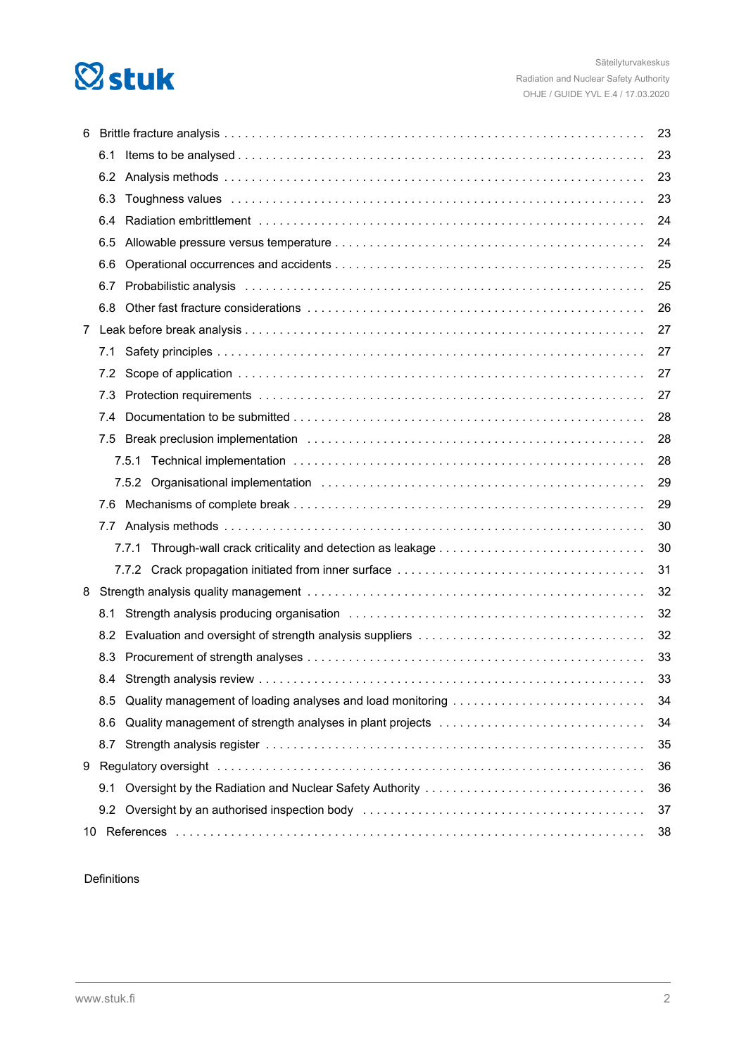6 Brittle fracture analysis . . . 23

- 6.1 Items to be analysed . . . 23
- 6.2 Analysis methods . . . 23
- 6.3 Toughness values . . . 23
- 6.4 Radiation embrittlement . . . 24
- 6.5 Allowable pressure versus temperature . . . 24
- 6.6 Operational occurrences and accidents . . . 25
- 6.7 Probabilistic analysis . . . 25
- 6.8 Other fast fracture considerations . . . 26

7 Leak before break analysis . . . 27

- 7.1 Safety principles . . . 27
- 7.2 Scope of application . . . 27
- 7.3 Protection requirements . . . 27
- 7.4 Documentation to be submitted . . . 28
- 7.5 Break preclusion implementation . . . 28
  - 7.5.1 Technical implementation . . . 28
  - 7.5.2 Organisational implementation . . . 29
- 7.6 Mechanisms of complete break . . . 29
- 7.7 Analysis methods . . . 30
  - 7.7.1 Through-wall crack criticality and detection as leakage . . . 30
  - 7.7.2 Crack propagation initiated from inner surface . . . 31

8 Strength analysis quality management . . . 32

- 8.1 Strength analysis producing organisation . . . 32
- 8.2 Evaluation and oversight of strength analysis suppliers . . . 32
- 8.3 Procurement of strength analyses . . . 33
- 8.4 Strength analysis review . . . 33
- 8.5 Quality management of loading analyses and load monitoring . . . 34
- 8.6 Quality management of strength analyses in plant projects . . . 34
- 8.7 Strength analysis register . . . 35

9 Regulatory oversight . . . 36

- 9.1 Oversight by the Radiation and Nuclear Safety Authority . . . 36
- 9.2 Oversight by an authorised inspection body . . . 37

10 References . . . 38

Definitions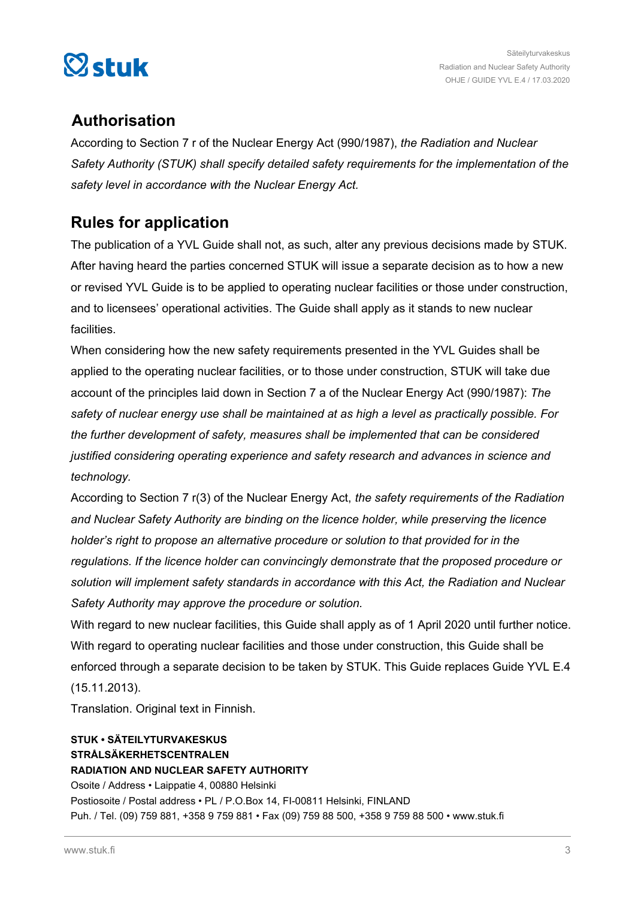## Authorisation

According to Section 7 r of the Nuclear Energy Act (990/1987), *the Radiation and Nuclear Safety Authority (STUK) shall specify detailed safety requirements for the implementation of the safety level in accordance with the Nuclear Energy Act.*

## Rules for application

The publication of a YVL Guide shall not, as such, alter any previous decisions made by STUK. After having heard the parties concerned STUK will issue a separate decision as to how a new or revised YVL Guide is to be applied to operating nuclear facilities or those under construction, and to licensees' operational activities. The Guide shall apply as it stands to new nuclear facilities.

When considering how the new safety requirements presented in the YVL Guides shall be applied to the operating nuclear facilities, or to those under construction, STUK will take due account of the principles laid down in Section 7 a of the Nuclear Energy Act (990/1987): *The safety of nuclear energy use shall be maintained at as high a level as practically possible. For the further development of safety, measures shall be implemented that can be considered justified considering operating experience and safety research and advances in science and technology.*

According to Section 7 r(3) of the Nuclear Energy Act, *the safety requirements of the Radiation and Nuclear Safety Authority are binding on the licence holder, while preserving the licence holder's right to propose an alternative procedure or solution to that provided for in the regulations. If the licence holder can convincingly demonstrate that the proposed procedure or solution will implement safety standards in accordance with this Act, the Radiation and Nuclear Safety Authority may approve the procedure or solution.*

With regard to new nuclear facilities, this Guide shall apply as of 1 April 2020 until further notice. With regard to operating nuclear facilities and those under construction, this Guide shall be enforced through a separate decision to be taken by STUK. This Guide replaces Guide YVL E.4 (15.11.2013).

Translation. Original text in Finnish.

**STUK • SÄTEILYTURVAKESKUS**
**STRÅLSÄKERHETSCENTRALEN**
**RADIATION AND NUCLEAR SAFETY AUTHORITY**
Osoite / Address • Laippatie 4, 00880 Helsinki
Postiosoite / Postal address • PL / P.O.Box 14, FI-00811 Helsinki, FINLAND
Puh. / Tel. (09) 759 881, +358 9 759 881 • Fax (09) 759 88 500, +358 9 759 88 500 • www.stuk.fi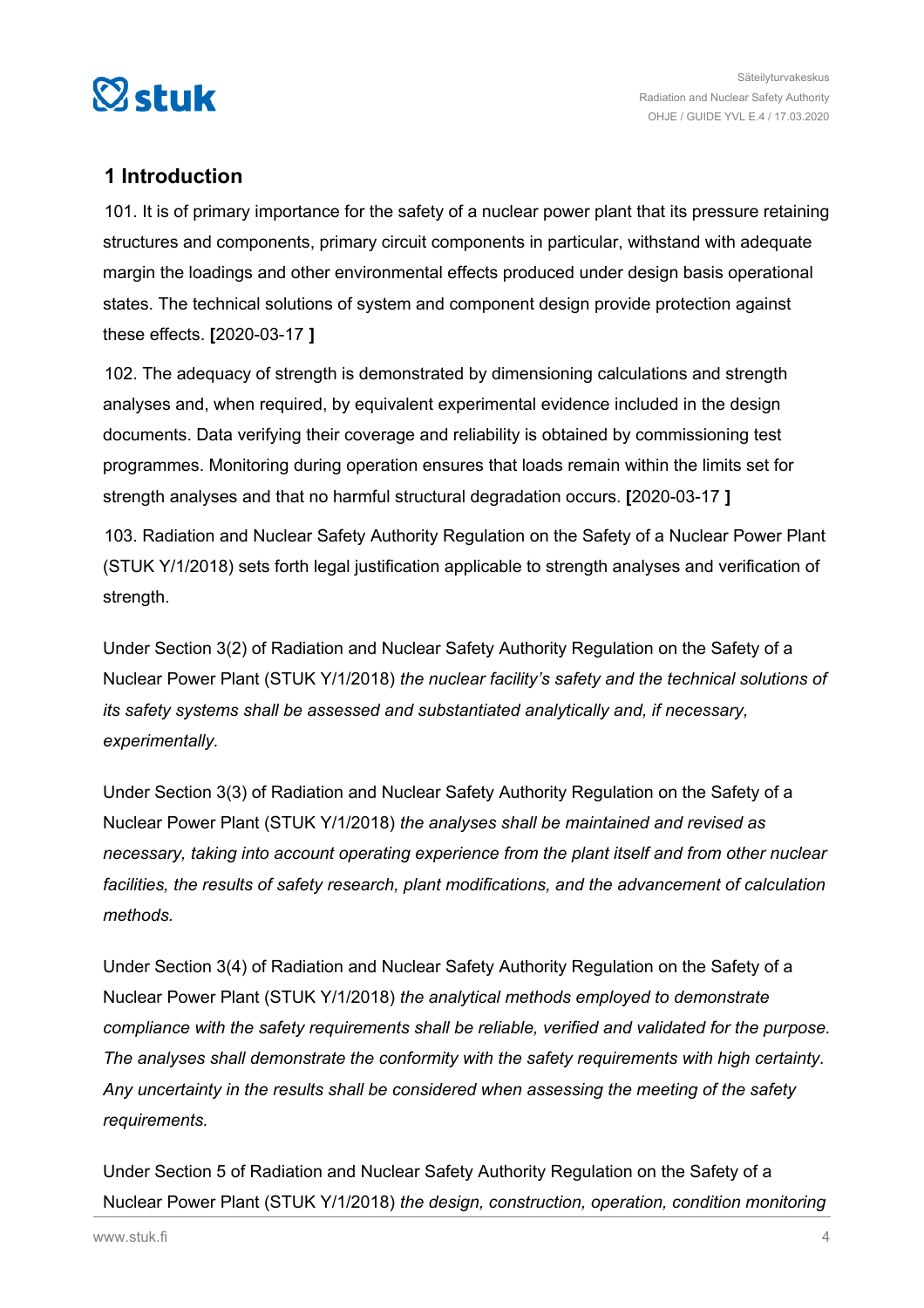# 1 Introduction

101. It is of primary importance for the safety of a nuclear power plant that its pressure retaining structures and components, primary circuit components in particular, withstand with adequate margin the loadings and other environmental effects produced under design basis operational states. The technical solutions of system and component design provide protection against these effects. **[**2020-03-17 **]**

102. The adequacy of strength is demonstrated by dimensioning calculations and strength analyses and, when required, by equivalent experimental evidence included in the design documents. Data verifying their coverage and reliability is obtained by commissioning test programmes. Monitoring during operation ensures that loads remain within the limits set for strength analyses and that no harmful structural degradation occurs. **[**2020-03-17 **]**

103. Radiation and Nuclear Safety Authority Regulation on the Safety of a Nuclear Power Plant (STUK Y/1/2018) sets forth legal justification applicable to strength analyses and verification of strength.

Under Section 3(2) of Radiation and Nuclear Safety Authority Regulation on the Safety of a Nuclear Power Plant (STUK Y/1/2018) *the nuclear facility's safety and the technical solutions of its safety systems shall be assessed and substantiated analytically and, if necessary, experimentally.*

Under Section 3(3) of Radiation and Nuclear Safety Authority Regulation on the Safety of a Nuclear Power Plant (STUK Y/1/2018) *the analyses shall be maintained and revised as necessary, taking into account operating experience from the plant itself and from other nuclear facilities, the results of safety research, plant modifications, and the advancement of calculation methods.*

Under Section 3(4) of Radiation and Nuclear Safety Authority Regulation on the Safety of a Nuclear Power Plant (STUK Y/1/2018) *the analytical methods employed to demonstrate compliance with the safety requirements shall be reliable, verified and validated for the purpose. The analyses shall demonstrate the conformity with the safety requirements with high certainty. Any uncertainty in the results shall be considered when assessing the meeting of the safety requirements.*

Under Section 5 of Radiation and Nuclear Safety Authority Regulation on the Safety of a Nuclear Power Plant (STUK Y/1/2018) *the design, construction, operation, condition monitoring*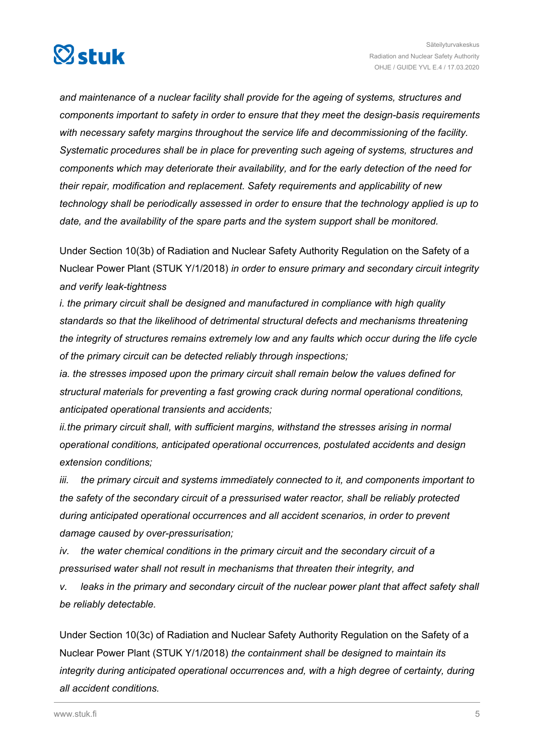*and maintenance of a nuclear facility shall provide for the ageing of systems, structures and components important to safety in order to ensure that they meet the design-basis requirements with necessary safety margins throughout the service life and decommissioning of the facility. Systematic procedures shall be in place for preventing such ageing of systems, structures and components which may deteriorate their availability, and for the early detection of the need for their repair, modification and replacement. Safety requirements and applicability of new technology shall be periodically assessed in order to ensure that the technology applied is up to date, and the availability of the spare parts and the system support shall be monitored.*

Under Section 10(3b) of Radiation and Nuclear Safety Authority Regulation on the Safety of a Nuclear Power Plant (STUK Y/1/2018) *in order to ensure primary and secondary circuit integrity and verify leak-tightness*

*i. the primary circuit shall be designed and manufactured in compliance with high quality standards so that the likelihood of detrimental structural defects and mechanisms threatening the integrity of structures remains extremely low and any faults which occur during the life cycle of the primary circuit can be detected reliably through inspections;*

*ia. the stresses imposed upon the primary circuit shall remain below the values defined for structural materials for preventing a fast growing crack during normal operational conditions, anticipated operational transients and accidents;*

*ii. the primary circuit shall, with sufficient margins, withstand the stresses arising in normal operational conditions, anticipated operational occurrences, postulated accidents and design extension conditions;*

*iii. the primary circuit and systems immediately connected to it, and components important to the safety of the secondary circuit of a pressurised water reactor, shall be reliably protected during anticipated operational occurrences and all accident scenarios, in order to prevent damage caused by over-pressurisation;*

*iv. the water chemical conditions in the primary circuit and the secondary circuit of a pressurised water shall not result in mechanisms that threaten their integrity, and*

*v. leaks in the primary and secondary circuit of the nuclear power plant that affect safety shall be reliably detectable.*

Under Section 10(3c) of Radiation and Nuclear Safety Authority Regulation on the Safety of a Nuclear Power Plant (STUK Y/1/2018) *the containment shall be designed to maintain its integrity during anticipated operational occurrences and, with a high degree of certainty, during all accident conditions.*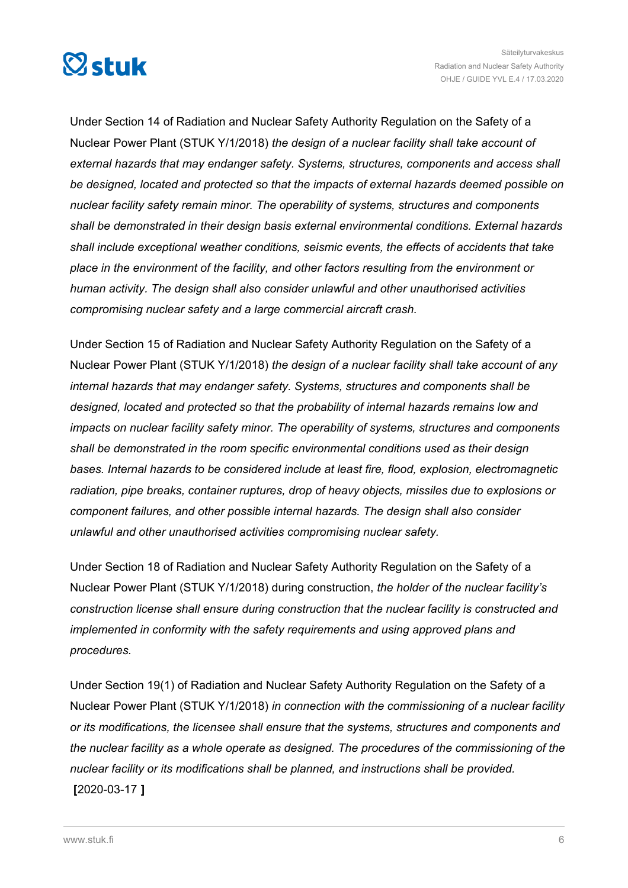Under Section 14 of Radiation and Nuclear Safety Authority Regulation on the Safety of a Nuclear Power Plant (STUK Y/1/2018) *the design of a nuclear facility shall take account of external hazards that may endanger safety. Systems, structures, components and access shall be designed, located and protected so that the impacts of external hazards deemed possible on nuclear facility safety remain minor. The operability of systems, structures and components shall be demonstrated in their design basis external environmental conditions. External hazards shall include exceptional weather conditions, seismic events, the effects of accidents that take place in the environment of the facility, and other factors resulting from the environment or human activity. The design shall also consider unlawful and other unauthorised activities compromising nuclear safety and a large commercial aircraft crash.*

Under Section 15 of Radiation and Nuclear Safety Authority Regulation on the Safety of a Nuclear Power Plant (STUK Y/1/2018) *the design of a nuclear facility shall take account of any internal hazards that may endanger safety. Systems, structures and components shall be designed, located and protected so that the probability of internal hazards remains low and impacts on nuclear facility safety minor. The operability of systems, structures and components shall be demonstrated in the room specific environmental conditions used as their design bases. Internal hazards to be considered include at least fire, flood, explosion, electromagnetic radiation, pipe breaks, container ruptures, drop of heavy objects, missiles due to explosions or component failures, and other possible internal hazards. The design shall also consider unlawful and other unauthorised activities compromising nuclear safety.*

Under Section 18 of Radiation and Nuclear Safety Authority Regulation on the Safety of a Nuclear Power Plant (STUK Y/1/2018) during construction, *the holder of the nuclear facility's construction license shall ensure during construction that the nuclear facility is constructed and implemented in conformity with the safety requirements and using approved plans and procedures.*

Under Section 19(1) of Radiation and Nuclear Safety Authority Regulation on the Safety of a Nuclear Power Plant (STUK Y/1/2018) *in connection with the commissioning of a nuclear facility or its modifications, the licensee shall ensure that the systems, structures and components and the nuclear facility as a whole operate as designed. The procedures of the commissioning of the nuclear facility or its modifications shall be planned, and instructions shall be provided.*
**[**2020-03-17 **]**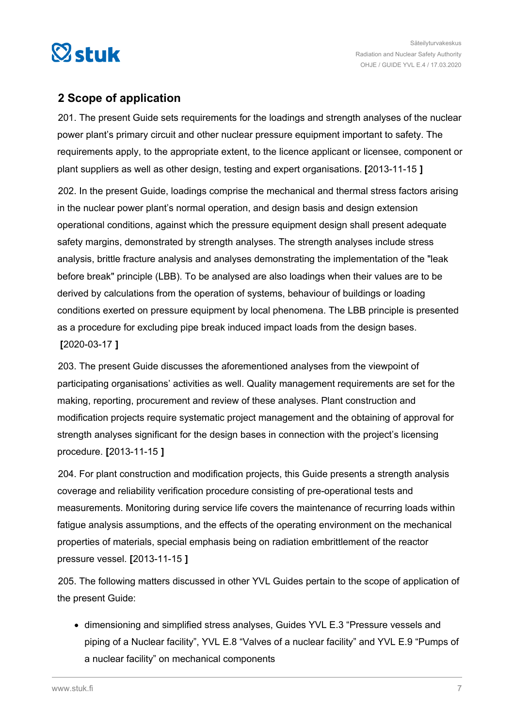## 2 Scope of application

201. The present Guide sets requirements for the loadings and strength analyses of the nuclear power plant's primary circuit and other nuclear pressure equipment important to safety. The requirements apply, to the appropriate extent, to the licence applicant or licensee, component or plant suppliers as well as other design, testing and expert organisations. **[**2013-11-15 **]**

202. In the present Guide, loadings comprise the mechanical and thermal stress factors arising in the nuclear power plant's normal operation, and design basis and design extension operational conditions, against which the pressure equipment design shall present adequate safety margins, demonstrated by strength analyses. The strength analyses include stress analysis, brittle fracture analysis and analyses demonstrating the implementation of the "leak before break" principle (LBB). To be analysed are also loadings when their values are to be derived by calculations from the operation of systems, behaviour of buildings or loading conditions exerted on pressure equipment by local phenomena. The LBB principle is presented as a procedure for excluding pipe break induced impact loads from the design bases. **[**2020-03-17 **]**

203. The present Guide discusses the aforementioned analyses from the viewpoint of participating organisations' activities as well. Quality management requirements are set for the making, reporting, procurement and review of these analyses. Plant construction and modification projects require systematic project management and the obtaining of approval for strength analyses significant for the design bases in connection with the project's licensing procedure. **[**2013-11-15 **]**

204. For plant construction and modification projects, this Guide presents a strength analysis coverage and reliability verification procedure consisting of pre-operational tests and measurements. Monitoring during service life covers the maintenance of recurring loads within fatigue analysis assumptions, and the effects of the operating environment on the mechanical properties of materials, special emphasis being on radiation embrittlement of the reactor pressure vessel. **[**2013-11-15 **]**

205. The following matters discussed in other YVL Guides pertain to the scope of application of the present Guide:

- dimensioning and simplified stress analyses, Guides YVL E.3 "Pressure vessels and piping of a Nuclear facility", YVL E.8 "Valves of a nuclear facility" and YVL E.9 "Pumps of a nuclear facility" on mechanical components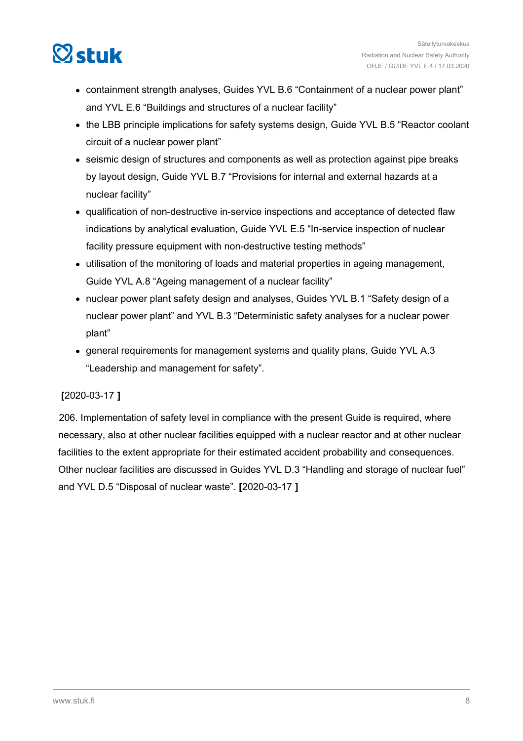- containment strength analyses, Guides YVL B.6 “Containment of a nuclear power plant” and YVL E.6 “Buildings and structures of a nuclear facility”
- the LBB principle implications for safety systems design, Guide YVL B.5 “Reactor coolant circuit of a nuclear power plant”
- seismic design of structures and components as well as protection against pipe breaks by layout design, Guide YVL B.7 “Provisions for internal and external hazards at a nuclear facility”
- qualification of non-destructive in-service inspections and acceptance of detected flaw indications by analytical evaluation, Guide YVL E.5 “In-service inspection of nuclear facility pressure equipment with non-destructive testing methods”
- utilisation of the monitoring of loads and material properties in ageing management, Guide YVL A.8 “Ageing management of a nuclear facility”
- nuclear power plant safety design and analyses, Guides YVL B.1 “Safety design of a nuclear power plant” and YVL B.3 “Deterministic safety analyses for a nuclear power plant”
- general requirements for management systems and quality plans, Guide YVL A.3 “Leadership and management for safety”.

**[**2020-03-17 **]**

206. Implementation of safety level in compliance with the present Guide is required, where necessary, also at other nuclear facilities equipped with a nuclear reactor and at other nuclear facilities to the extent appropriate for their estimated accident probability and consequences. Other nuclear facilities are discussed in Guides YVL D.3 “Handling and storage of nuclear fuel” and YVL D.5 “Disposal of nuclear waste”. **[**2020-03-17 **]**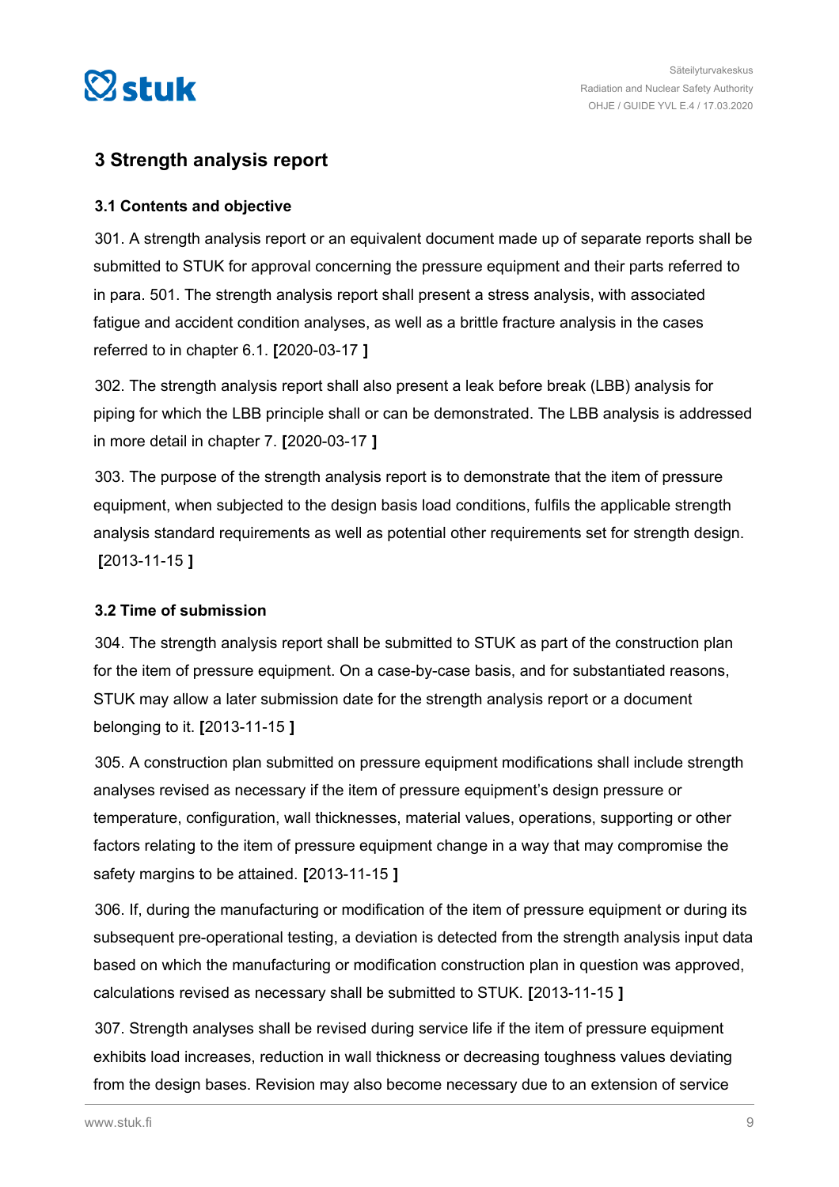## 3 Strength analysis report

### 3.1 Contents and objective

301. A strength analysis report or an equivalent document made up of separate reports shall be submitted to STUK for approval concerning the pressure equipment and their parts referred to in para. 501. The strength analysis report shall present a stress analysis, with associated fatigue and accident condition analyses, as well as a brittle fracture analysis in the cases referred to in chapter 6.1. **[**2020-03-17 **]**

302. The strength analysis report shall also present a leak before break (LBB) analysis for piping for which the LBB principle shall or can be demonstrated. The LBB analysis is addressed in more detail in chapter 7. **[**2020-03-17 **]**

303. The purpose of the strength analysis report is to demonstrate that the item of pressure equipment, when subjected to the design basis load conditions, fulfils the applicable strength analysis standard requirements as well as potential other requirements set for strength design. **[**2013-11-15 **]**

### 3.2 Time of submission

304. The strength analysis report shall be submitted to STUK as part of the construction plan for the item of pressure equipment. On a case-by-case basis, and for substantiated reasons, STUK may allow a later submission date for the strength analysis report or a document belonging to it. **[**2013-11-15 **]**

305. A construction plan submitted on pressure equipment modifications shall include strength analyses revised as necessary if the item of pressure equipment's design pressure or temperature, configuration, wall thicknesses, material values, operations, supporting or other factors relating to the item of pressure equipment change in a way that may compromise the safety margins to be attained. **[**2013-11-15 **]**

306. If, during the manufacturing or modification of the item of pressure equipment or during its subsequent pre-operational testing, a deviation is detected from the strength analysis input data based on which the manufacturing or modification construction plan in question was approved, calculations revised as necessary shall be submitted to STUK. **[**2013-11-15 **]**

307. Strength analyses shall be revised during service life if the item of pressure equipment exhibits load increases, reduction in wall thickness or decreasing toughness values deviating from the design bases. Revision may also become necessary due to an extension of service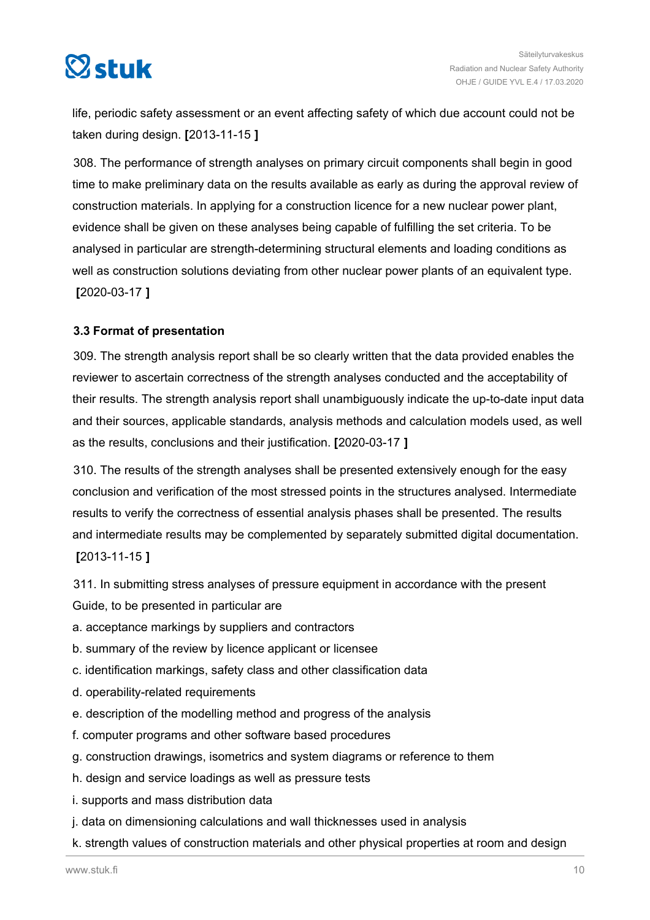life, periodic safety assessment or an event affecting safety of which due account could not be taken during design. **[**2013-11-15 **]**

308. The performance of strength analyses on primary circuit components shall begin in good time to make preliminary data on the results available as early as during the approval review of construction materials. In applying for a construction licence for a new nuclear power plant, evidence shall be given on these analyses being capable of fulfilling the set criteria. To be analysed in particular are strength-determining structural elements and loading conditions as well as construction solutions deviating from other nuclear power plants of an equivalent type. **[**2020-03-17 **]**

### 3.3 Format of presentation

309. The strength analysis report shall be so clearly written that the data provided enables the reviewer to ascertain correctness of the strength analyses conducted and the acceptability of their results. The strength analysis report shall unambiguously indicate the up-to-date input data and their sources, applicable standards, analysis methods and calculation models used, as well as the results, conclusions and their justification. **[**2020-03-17 **]**

310. The results of the strength analyses shall be presented extensively enough for the easy conclusion and verification of the most stressed points in the structures analysed. Intermediate results to verify the correctness of essential analysis phases shall be presented. The results and intermediate results may be complemented by separately submitted digital documentation. **[**2013-11-15 **]**

311. In submitting stress analyses of pressure equipment in accordance with the present Guide, to be presented in particular are

a. acceptance markings by suppliers and contractors
b. summary of the review by licence applicant or licensee
c. identification markings, safety class and other classification data
d. operability-related requirements
e. description of the modelling method and progress of the analysis
f. computer programs and other software based procedures
g. construction drawings, isometrics and system diagrams or reference to them
h. design and service loadings as well as pressure tests
i. supports and mass distribution data
j. data on dimensioning calculations and wall thicknesses used in analysis
k. strength values of construction materials and other physical properties at room and design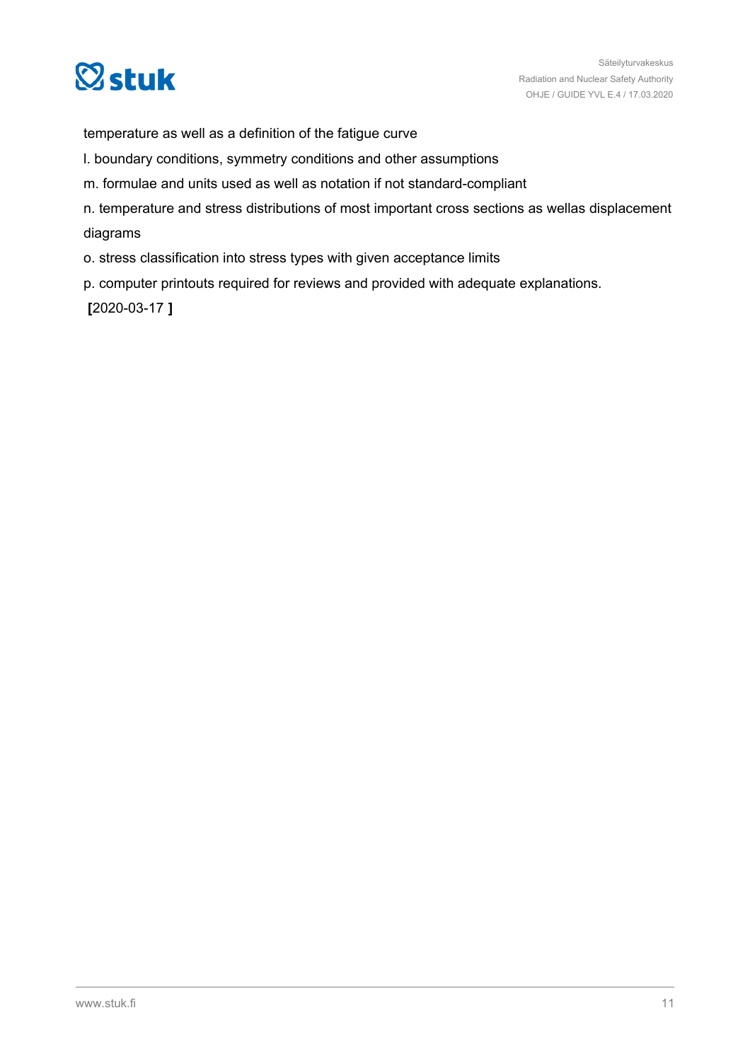temperature as well as a definition of the fatigue curve

l. boundary conditions, symmetry conditions and other assumptions

m. formulae and units used as well as notation if not standard-compliant

n. temperature and stress distributions of most important cross sections as wellas displacement diagrams

o. stress classification into stress types with given acceptance limits

p. computer printouts required for reviews and provided with adequate explanations.

**[**2020-03-17 **]**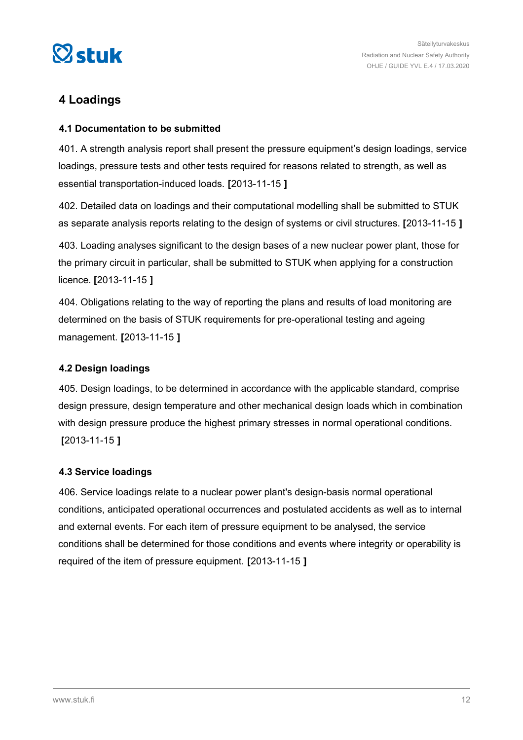# 4 Loadings

## 4.1 Documentation to be submitted

401. A strength analysis report shall present the pressure equipment's design loadings, service loadings, pressure tests and other tests required for reasons related to strength, as well as essential transportation-induced loads. **[**2013-11-15 **]**

402. Detailed data on loadings and their computational modelling shall be submitted to STUK as separate analysis reports relating to the design of systems or civil structures. **[**2013-11-15 **]**

403. Loading analyses significant to the design bases of a new nuclear power plant, those for the primary circuit in particular, shall be submitted to STUK when applying for a construction licence. **[**2013-11-15 **]**

404. Obligations relating to the way of reporting the plans and results of load monitoring are determined on the basis of STUK requirements for pre-operational testing and ageing management. **[**2013-11-15 **]**

## 4.2 Design loadings

405. Design loadings, to be determined in accordance with the applicable standard, comprise design pressure, design temperature and other mechanical design loads which in combination with design pressure produce the highest primary stresses in normal operational conditions. **[**2013-11-15 **]**

## 4.3 Service loadings

406. Service loadings relate to a nuclear power plant's design-basis normal operational conditions, anticipated operational occurrences and postulated accidents as well as to internal and external events. For each item of pressure equipment to be analysed, the service conditions shall be determined for those conditions and events where integrity or operability is required of the item of pressure equipment. **[**2013-11-15 **]**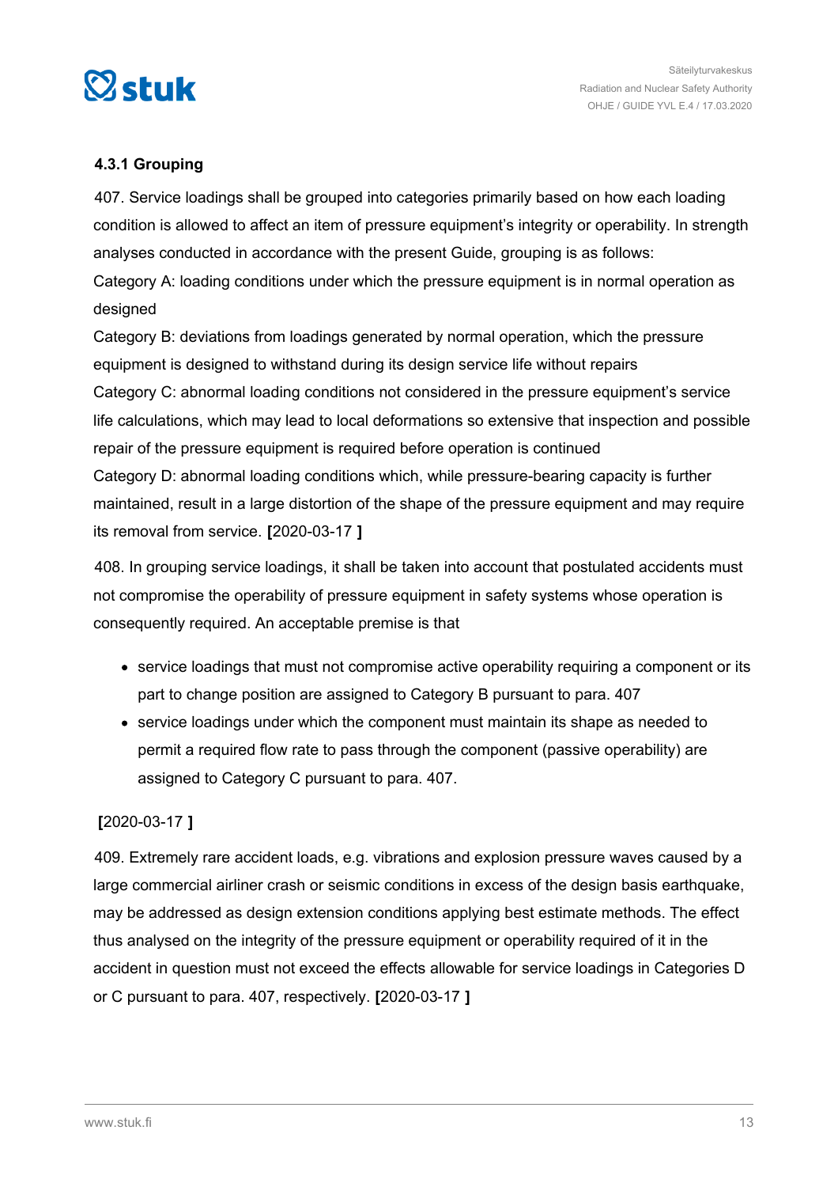### 4.3.1 Grouping

407. Service loadings shall be grouped into categories primarily based on how each loading condition is allowed to affect an item of pressure equipment's integrity or operability. In strength analyses conducted in accordance with the present Guide, grouping is as follows:
Category A: loading conditions under which the pressure equipment is in normal operation as designed
Category B: deviations from loadings generated by normal operation, which the pressure equipment is designed to withstand during its design service life without repairs
Category C: abnormal loading conditions not considered in the pressure equipment's service life calculations, which may lead to local deformations so extensive that inspection and possible repair of the pressure equipment is required before operation is continued
Category D: abnormal loading conditions which, while pressure-bearing capacity is further maintained, result in a large distortion of the shape of the pressure equipment and may require its removal from service. **[**2020-03-17 **]**

408. In grouping service loadings, it shall be taken into account that postulated accidents must not compromise the operability of pressure equipment in safety systems whose operation is consequently required. An acceptable premise is that

- service loadings that must not compromise active operability requiring a component or its part to change position are assigned to Category B pursuant to para. 407
- service loadings under which the component must maintain its shape as needed to permit a required flow rate to pass through the component (passive operability) are assigned to Category C pursuant to para. 407.

**[**2020-03-17 **]**

409. Extremely rare accident loads, e.g. vibrations and explosion pressure waves caused by a large commercial airliner crash or seismic conditions in excess of the design basis earthquake, may be addressed as design extension conditions applying best estimate methods. The effect thus analysed on the integrity of the pressure equipment or operability required of it in the accident in question must not exceed the effects allowable for service loadings in Categories D or C pursuant to para. 407, respectively. **[**2020-03-17 **]**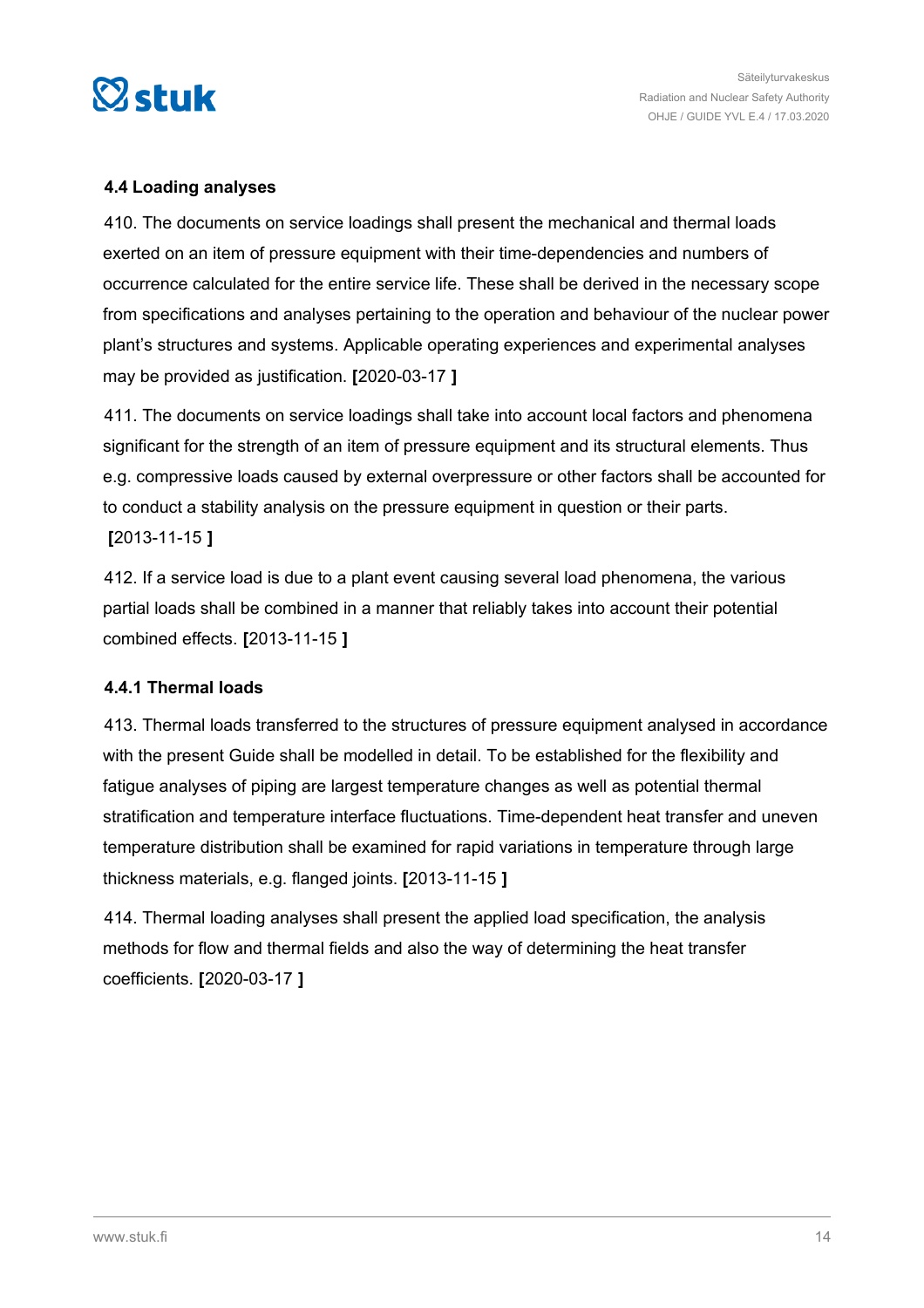### 4.4 Loading analyses

410. The documents on service loadings shall present the mechanical and thermal loads exerted on an item of pressure equipment with their time-dependencies and numbers of occurrence calculated for the entire service life. These shall be derived in the necessary scope from specifications and analyses pertaining to the operation and behaviour of the nuclear power plant's structures and systems. Applicable operating experiences and experimental analyses may be provided as justification. **[**2020-03-17 **]**

411. The documents on service loadings shall take into account local factors and phenomena significant for the strength of an item of pressure equipment and its structural elements. Thus e.g. compressive loads caused by external overpressure or other factors shall be accounted for to conduct a stability analysis on the pressure equipment in question or their parts. **[**2013-11-15 **]**

412. If a service load is due to a plant event causing several load phenomena, the various partial loads shall be combined in a manner that reliably takes into account their potential combined effects. **[**2013-11-15 **]**

#### 4.4.1 Thermal loads

413. Thermal loads transferred to the structures of pressure equipment analysed in accordance with the present Guide shall be modelled in detail. To be established for the flexibility and fatigue analyses of piping are largest temperature changes as well as potential thermal stratification and temperature interface fluctuations. Time-dependent heat transfer and uneven temperature distribution shall be examined for rapid variations in temperature through large thickness materials, e.g. flanged joints. **[**2013-11-15 **]**

414. Thermal loading analyses shall present the applied load specification, the analysis methods for flow and thermal fields and also the way of determining the heat transfer coefficients. **[**2020-03-17 **]**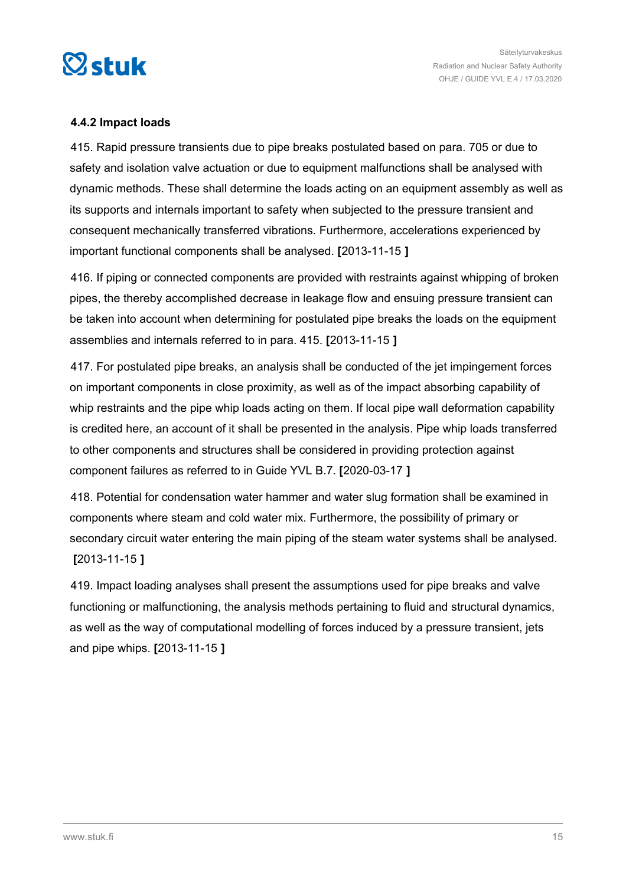#### 4.4.2 Impact loads

415. Rapid pressure transients due to pipe breaks postulated based on para. 705 or due to safety and isolation valve actuation or due to equipment malfunctions shall be analysed with dynamic methods. These shall determine the loads acting on an equipment assembly as well as its supports and internals important to safety when subjected to the pressure transient and consequent mechanically transferred vibrations. Furthermore, accelerations experienced by important functional components shall be analysed. **[**2013-11-15 **]**

416. If piping or connected components are provided with restraints against whipping of broken pipes, the thereby accomplished decrease in leakage flow and ensuing pressure transient can be taken into account when determining for postulated pipe breaks the loads on the equipment assemblies and internals referred to in para. 415. **[**2013-11-15 **]**

417. For postulated pipe breaks, an analysis shall be conducted of the jet impingement forces on important components in close proximity, as well as of the impact absorbing capability of whip restraints and the pipe whip loads acting on them. If local pipe wall deformation capability is credited here, an account of it shall be presented in the analysis. Pipe whip loads transferred to other components and structures shall be considered in providing protection against component failures as referred to in Guide YVL B.7. **[**2020-03-17 **]**

418. Potential for condensation water hammer and water slug formation shall be examined in components where steam and cold water mix. Furthermore, the possibility of primary or secondary circuit water entering the main piping of the steam water systems shall be analysed. **[**2013-11-15 **]**

419. Impact loading analyses shall present the assumptions used for pipe breaks and valve functioning or malfunctioning, the analysis methods pertaining to fluid and structural dynamics, as well as the way of computational modelling of forces induced by a pressure transient, jets and pipe whips. **[**2013-11-15 **]**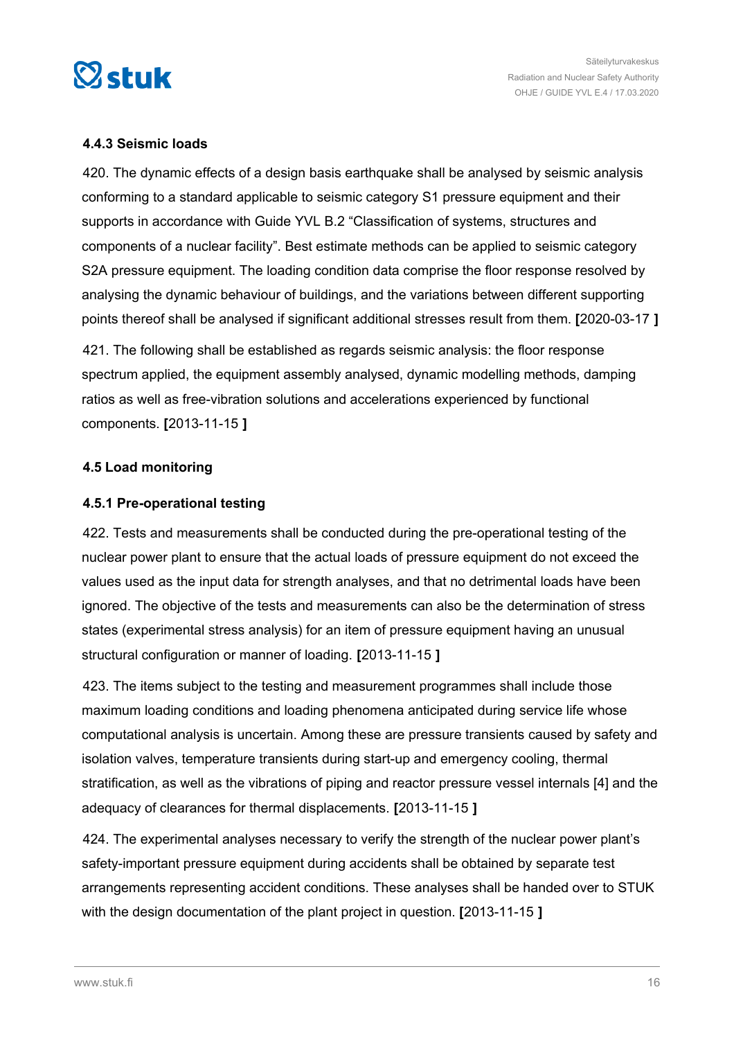#### 4.4.3 Seismic loads

420. The dynamic effects of a design basis earthquake shall be analysed by seismic analysis conforming to a standard applicable to seismic category S1 pressure equipment and their supports in accordance with Guide YVL B.2 “Classification of systems, structures and components of a nuclear facility”. Best estimate methods can be applied to seismic category S2A pressure equipment. The loading condition data comprise the floor response resolved by analysing the dynamic behaviour of buildings, and the variations between different supporting points thereof shall be analysed if significant additional stresses result from them. **[**2020-03-17 **]**

421. The following shall be established as regards seismic analysis: the floor response spectrum applied, the equipment assembly analysed, dynamic modelling methods, damping ratios as well as free-vibration solutions and accelerations experienced by functional components. **[**2013-11-15 **]**

### 4.5 Load monitoring

#### 4.5.1 Pre-operational testing

422. Tests and measurements shall be conducted during the pre-operational testing of the nuclear power plant to ensure that the actual loads of pressure equipment do not exceed the values used as the input data for strength analyses, and that no detrimental loads have been ignored. The objective of the tests and measurements can also be the determination of stress states (experimental stress analysis) for an item of pressure equipment having an unusual structural configuration or manner of loading. **[**2013-11-15 **]**

423. The items subject to the testing and measurement programmes shall include those maximum loading conditions and loading phenomena anticipated during service life whose computational analysis is uncertain. Among these are pressure transients caused by safety and isolation valves, temperature transients during start-up and emergency cooling, thermal stratification, as well as the vibrations of piping and reactor pressure vessel internals [4] and the adequacy of clearances for thermal displacements. **[**2013-11-15 **]**

424. The experimental analyses necessary to verify the strength of the nuclear power plant’s safety-important pressure equipment during accidents shall be obtained by separate test arrangements representing accident conditions. These analyses shall be handed over to STUK with the design documentation of the plant project in question. **[**2013-11-15 **]**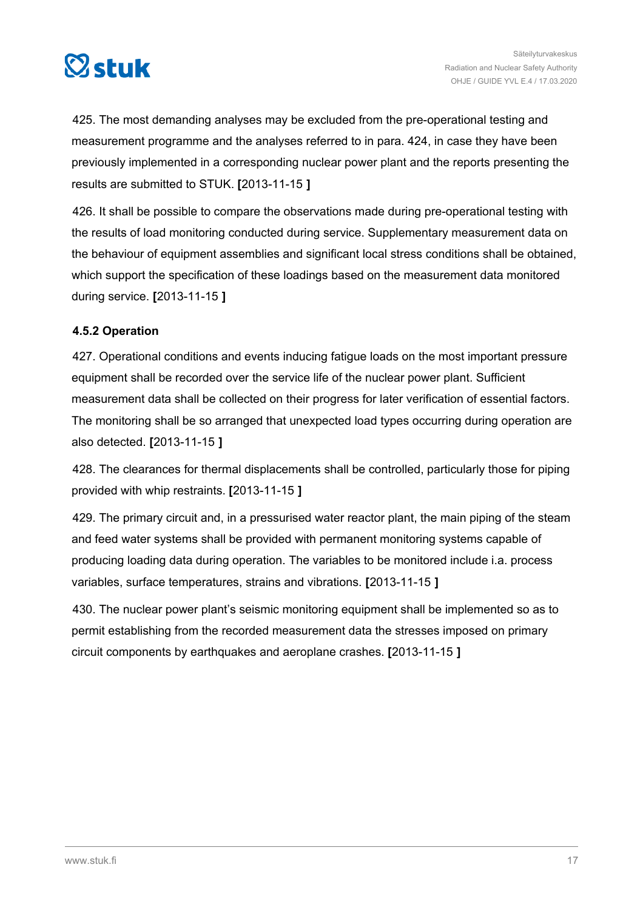425. The most demanding analyses may be excluded from the pre-operational testing and measurement programme and the analyses referred to in para. 424, in case they have been previously implemented in a corresponding nuclear power plant and the reports presenting the results are submitted to STUK. **[**2013-11-15 **]**

426. It shall be possible to compare the observations made during pre-operational testing with the results of load monitoring conducted during service. Supplementary measurement data on the behaviour of equipment assemblies and significant local stress conditions shall be obtained, which support the specification of these loadings based on the measurement data monitored during service. **[**2013-11-15 **]**

### 4.5.2 Operation

427. Operational conditions and events inducing fatigue loads on the most important pressure equipment shall be recorded over the service life of the nuclear power plant. Sufficient measurement data shall be collected on their progress for later verification of essential factors. The monitoring shall be so arranged that unexpected load types occurring during operation are also detected. **[**2013-11-15 **]**

428. The clearances for thermal displacements shall be controlled, particularly those for piping provided with whip restraints. **[**2013-11-15 **]**

429. The primary circuit and, in a pressurised water reactor plant, the main piping of the steam and feed water systems shall be provided with permanent monitoring systems capable of producing loading data during operation. The variables to be monitored include i.a. process variables, surface temperatures, strains and vibrations. **[**2013-11-15 **]**

430. The nuclear power plant's seismic monitoring equipment shall be implemented so as to permit establishing from the recorded measurement data the stresses imposed on primary circuit components by earthquakes and aeroplane crashes. **[**2013-11-15 **]**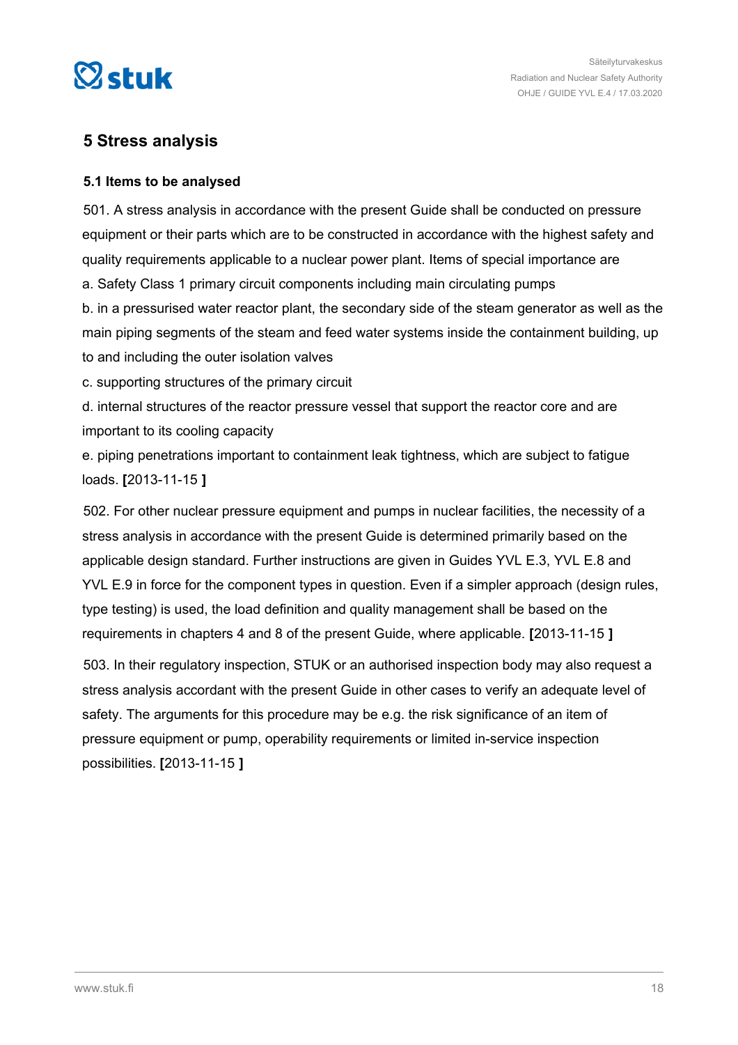## 5 Stress analysis

### 5.1 Items to be analysed

501. A stress analysis in accordance with the present Guide shall be conducted on pressure equipment or their parts which are to be constructed in accordance with the highest safety and quality requirements applicable to a nuclear power plant. Items of special importance are

a. Safety Class 1 primary circuit components including main circulating pumps

b. in a pressurised water reactor plant, the secondary side of the steam generator as well as the main piping segments of the steam and feed water systems inside the containment building, up to and including the outer isolation valves

c. supporting structures of the primary circuit

d. internal structures of the reactor pressure vessel that support the reactor core and are important to its cooling capacity

e. piping penetrations important to containment leak tightness, which are subject to fatigue loads. **[**2013-11-15 **]**

502. For other nuclear pressure equipment and pumps in nuclear facilities, the necessity of a stress analysis in accordance with the present Guide is determined primarily based on the applicable design standard. Further instructions are given in Guides YVL E.3, YVL E.8 and YVL E.9 in force for the component types in question. Even if a simpler approach (design rules, type testing) is used, the load definition and quality management shall be based on the requirements in chapters 4 and 8 of the present Guide, where applicable. **[**2013-11-15 **]**

503. In their regulatory inspection, STUK or an authorised inspection body may also request a stress analysis accordant with the present Guide in other cases to verify an adequate level of safety. The arguments for this procedure may be e.g. the risk significance of an item of pressure equipment or pump, operability requirements or limited in-service inspection possibilities. **[**2013-11-15 **]**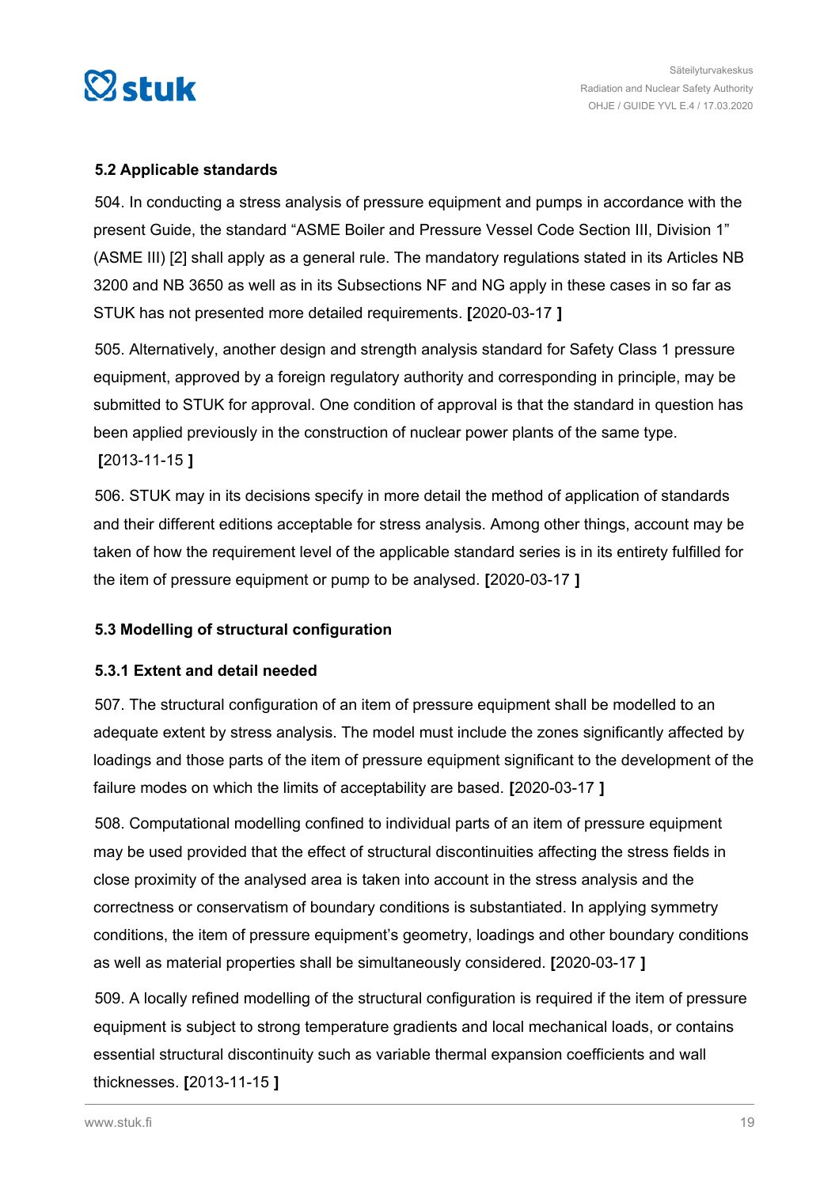## 5.2 Applicable standards

504. In conducting a stress analysis of pressure equipment and pumps in accordance with the present Guide, the standard "ASME Boiler and Pressure Vessel Code Section III, Division 1" (ASME III) [2] shall apply as a general rule. The mandatory regulations stated in its Articles NB 3200 and NB 3650 as well as in its Subsections NF and NG apply in these cases in so far as STUK has not presented more detailed requirements. **[**2020-03-17 **]**

505. Alternatively, another design and strength analysis standard for Safety Class 1 pressure equipment, approved by a foreign regulatory authority and corresponding in principle, may be submitted to STUK for approval. One condition of approval is that the standard in question has been applied previously in the construction of nuclear power plants of the same type. **[**2013-11-15 **]**

506. STUK may in its decisions specify in more detail the method of application of standards and their different editions acceptable for stress analysis. Among other things, account may be taken of how the requirement level of the applicable standard series is in its entirety fulfilled for the item of pressure equipment or pump to be analysed. **[**2020-03-17 **]**

## 5.3 Modelling of structural configuration

### 5.3.1 Extent and detail needed

507. The structural configuration of an item of pressure equipment shall be modelled to an adequate extent by stress analysis. The model must include the zones significantly affected by loadings and those parts of the item of pressure equipment significant to the development of the failure modes on which the limits of acceptability are based. **[**2020-03-17 **]**

508. Computational modelling confined to individual parts of an item of pressure equipment may be used provided that the effect of structural discontinuities affecting the stress fields in close proximity of the analysed area is taken into account in the stress analysis and the correctness or conservatism of boundary conditions is substantiated. In applying symmetry conditions, the item of pressure equipment's geometry, loadings and other boundary conditions as well as material properties shall be simultaneously considered. **[**2020-03-17 **]**

509. A locally refined modelling of the structural configuration is required if the item of pressure equipment is subject to strong temperature gradients and local mechanical loads, or contains essential structural discontinuity such as variable thermal expansion coefficients and wall thicknesses. **[**2013-11-15 **]**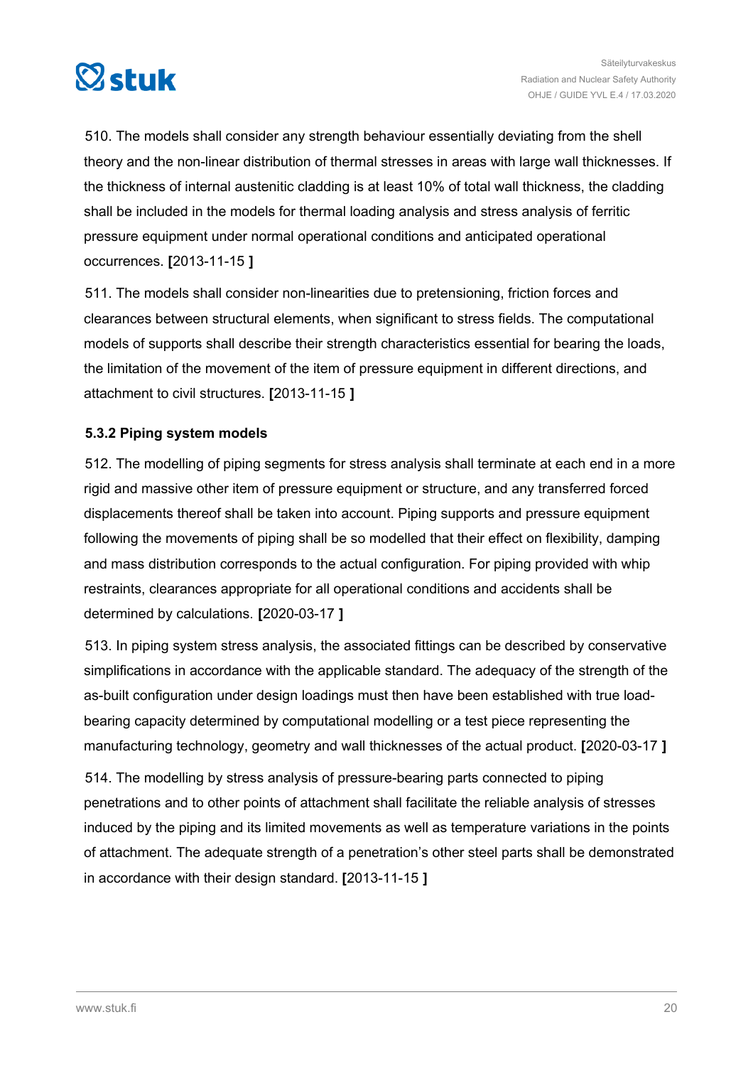510. The models shall consider any strength behaviour essentially deviating from the shell theory and the non-linear distribution of thermal stresses in areas with large wall thicknesses. If the thickness of internal austenitic cladding is at least 10% of total wall thickness, the cladding shall be included in the models for thermal loading analysis and stress analysis of ferritic pressure equipment under normal operational conditions and anticipated operational occurrences. **[**2013-11-15 **]**

511. The models shall consider non-linearities due to pretensioning, friction forces and clearances between structural elements, when significant to stress fields. The computational models of supports shall describe their strength characteristics essential for bearing the loads, the limitation of the movement of the item of pressure equipment in different directions, and attachment to civil structures. **[**2013-11-15 **]**

### 5.3.2 Piping system models

512. The modelling of piping segments for stress analysis shall terminate at each end in a more rigid and massive other item of pressure equipment or structure, and any transferred forced displacements thereof shall be taken into account. Piping supports and pressure equipment following the movements of piping shall be so modelled that their effect on flexibility, damping and mass distribution corresponds to the actual configuration. For piping provided with whip restraints, clearances appropriate for all operational conditions and accidents shall be determined by calculations. **[**2020-03-17 **]**

513. In piping system stress analysis, the associated fittings can be described by conservative simplifications in accordance with the applicable standard. The adequacy of the strength of the as-built configuration under design loadings must then have been established with true load-bearing capacity determined by computational modelling or a test piece representing the manufacturing technology, geometry and wall thicknesses of the actual product. **[**2020-03-17 **]**

514. The modelling by stress analysis of pressure-bearing parts connected to piping penetrations and to other points of attachment shall facilitate the reliable analysis of stresses induced by the piping and its limited movements as well as temperature variations in the points of attachment. The adequate strength of a penetration's other steel parts shall be demonstrated in accordance with their design standard. **[**2013-11-15 **]**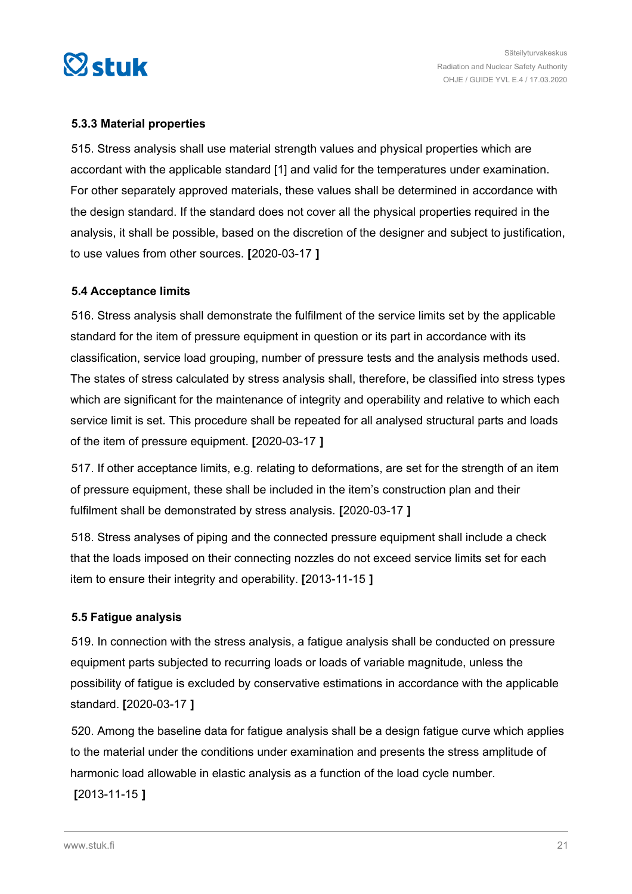### 5.3.3 Material properties

515. Stress analysis shall use material strength values and physical properties which are accordant with the applicable standard [1] and valid for the temperatures under examination. For other separately approved materials, these values shall be determined in accordance with the design standard. If the standard does not cover all the physical properties required in the analysis, it shall be possible, based on the discretion of the designer and subject to justification, to use values from other sources. **[**2020-03-17 **]**

### 5.4 Acceptance limits

516. Stress analysis shall demonstrate the fulfilment of the service limits set by the applicable standard for the item of pressure equipment in question or its part in accordance with its classification, service load grouping, number of pressure tests and the analysis methods used. The states of stress calculated by stress analysis shall, therefore, be classified into stress types which are significant for the maintenance of integrity and operability and relative to which each service limit is set. This procedure shall be repeated for all analysed structural parts and loads of the item of pressure equipment. **[**2020-03-17 **]**

517. If other acceptance limits, e.g. relating to deformations, are set for the strength of an item of pressure equipment, these shall be included in the item's construction plan and their fulfilment shall be demonstrated by stress analysis. **[**2020-03-17 **]**

518. Stress analyses of piping and the connected pressure equipment shall include a check that the loads imposed on their connecting nozzles do not exceed service limits set for each item to ensure their integrity and operability. **[**2013-11-15 **]**

### 5.5 Fatigue analysis

519. In connection with the stress analysis, a fatigue analysis shall be conducted on pressure equipment parts subjected to recurring loads or loads of variable magnitude, unless the possibility of fatigue is excluded by conservative estimations in accordance with the applicable standard. **[**2020-03-17 **]**

520. Among the baseline data for fatigue analysis shall be a design fatigue curve which applies to the material under the conditions under examination and presents the stress amplitude of harmonic load allowable in elastic analysis as a function of the load cycle number. **[**2013-11-15 **]**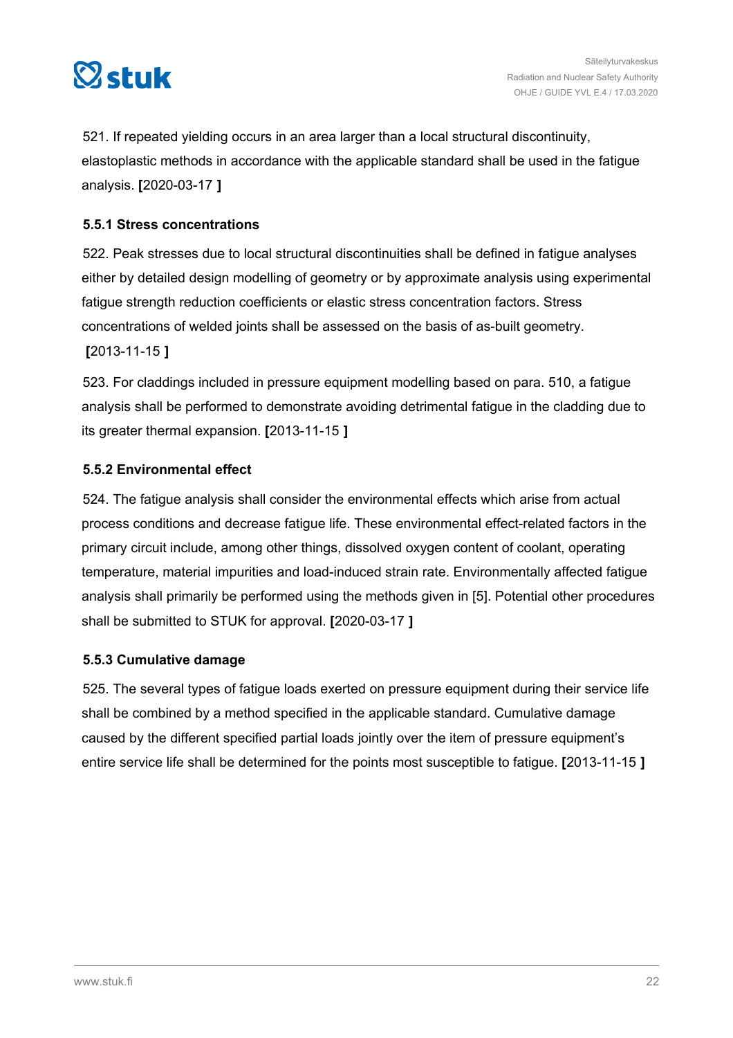521. If repeated yielding occurs in an area larger than a local structural discontinuity, elastoplastic methods in accordance with the applicable standard shall be used in the fatigue analysis. **[**2020-03-17 **]**

### 5.5.1 Stress concentrations

522. Peak stresses due to local structural discontinuities shall be defined in fatigue analyses either by detailed design modelling of geometry or by approximate analysis using experimental fatigue strength reduction coefficients or elastic stress concentration factors. Stress concentrations of welded joints shall be assessed on the basis of as-built geometry. **[**2013-11-15 **]**

523. For claddings included in pressure equipment modelling based on para. 510, a fatigue analysis shall be performed to demonstrate avoiding detrimental fatigue in the cladding due to its greater thermal expansion. **[**2013-11-15 **]**

### 5.5.2 Environmental effect

524. The fatigue analysis shall consider the environmental effects which arise from actual process conditions and decrease fatigue life. These environmental effect-related factors in the primary circuit include, among other things, dissolved oxygen content of coolant, operating temperature, material impurities and load-induced strain rate. Environmentally affected fatigue analysis shall primarily be performed using the methods given in [5]. Potential other procedures shall be submitted to STUK for approval. **[**2020-03-17 **]**

### 5.5.3 Cumulative damage

525. The several types of fatigue loads exerted on pressure equipment during their service life shall be combined by a method specified in the applicable standard. Cumulative damage caused by the different specified partial loads jointly over the item of pressure equipment's entire service life shall be determined for the points most susceptible to fatigue. **[**2013-11-15 **]**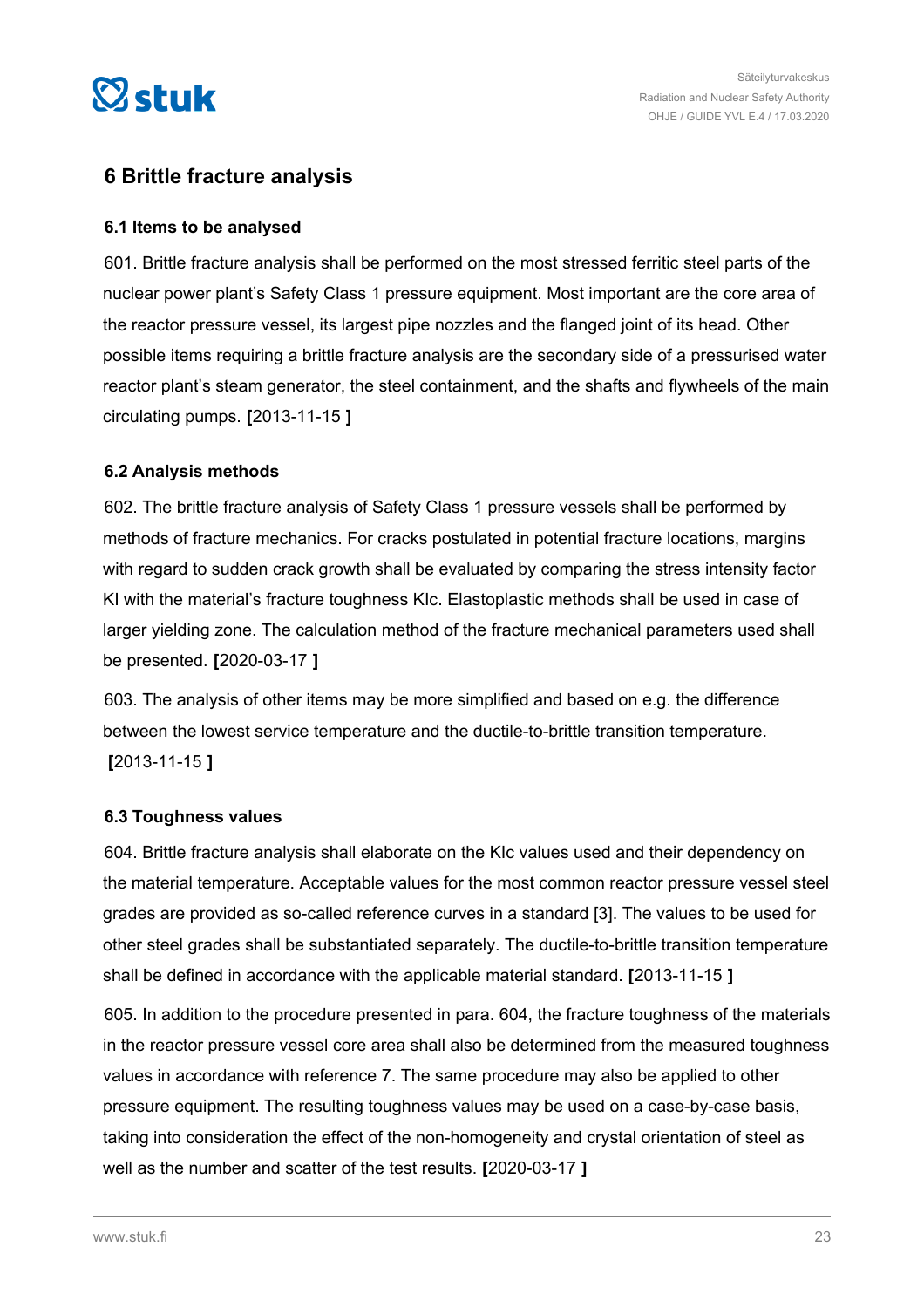## 6 Brittle fracture analysis

### 6.1 Items to be analysed

601. Brittle fracture analysis shall be performed on the most stressed ferritic steel parts of the nuclear power plant's Safety Class 1 pressure equipment. Most important are the core area of the reactor pressure vessel, its largest pipe nozzles and the flanged joint of its head. Other possible items requiring a brittle fracture analysis are the secondary side of a pressurised water reactor plant's steam generator, the steel containment, and the shafts and flywheels of the main circulating pumps. **[**2013-11-15 **]**

### 6.2 Analysis methods

602. The brittle fracture analysis of Safety Class 1 pressure vessels shall be performed by methods of fracture mechanics. For cracks postulated in potential fracture locations, margins with regard to sudden crack growth shall be evaluated by comparing the stress intensity factor KI with the material's fracture toughness KIc. Elastoplastic methods shall be used in case of larger yielding zone. The calculation method of the fracture mechanical parameters used shall be presented. **[**2020-03-17 **]**

603. The analysis of other items may be more simplified and based on e.g. the difference between the lowest service temperature and the ductile-to-brittle transition temperature. **[**2013-11-15 **]**

### 6.3 Toughness values

604. Brittle fracture analysis shall elaborate on the KIc values used and their dependency on the material temperature. Acceptable values for the most common reactor pressure vessel steel grades are provided as so-called reference curves in a standard [3]. The values to be used for other steel grades shall be substantiated separately. The ductile-to-brittle transition temperature shall be defined in accordance with the applicable material standard. **[**2013-11-15 **]**

605. In addition to the procedure presented in para. 604, the fracture toughness of the materials in the reactor pressure vessel core area shall also be determined from the measured toughness values in accordance with reference 7. The same procedure may also be applied to other pressure equipment. The resulting toughness values may be used on a case-by-case basis, taking into consideration the effect of the non-homogeneity and crystal orientation of steel as well as the number and scatter of the test results. **[**2020-03-17 **]**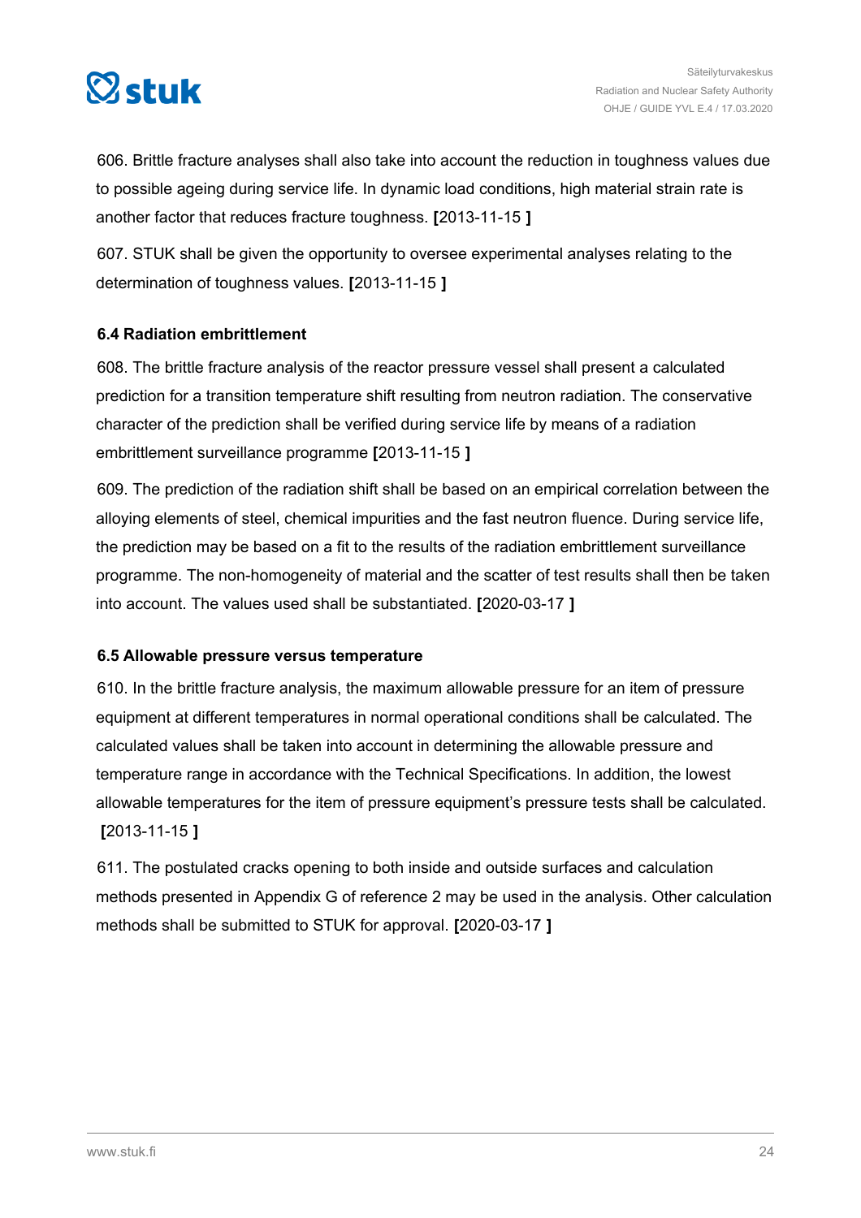606. Brittle fracture analyses shall also take into account the reduction in toughness values due to possible ageing during service life. In dynamic load conditions, high material strain rate is another factor that reduces fracture toughness. **[**2013-11-15 **]**

607. STUK shall be given the opportunity to oversee experimental analyses relating to the determination of toughness values. **[**2013-11-15 **]**

### 6.4 Radiation embrittlement

608. The brittle fracture analysis of the reactor pressure vessel shall present a calculated prediction for a transition temperature shift resulting from neutron radiation. The conservative character of the prediction shall be verified during service life by means of a radiation embrittlement surveillance programme **[**2013-11-15 **]**

609. The prediction of the radiation shift shall be based on an empirical correlation between the alloying elements of steel, chemical impurities and the fast neutron fluence. During service life, the prediction may be based on a fit to the results of the radiation embrittlement surveillance programme. The non-homogeneity of material and the scatter of test results shall then be taken into account. The values used shall be substantiated. **[**2020-03-17 **]**

### 6.5 Allowable pressure versus temperature

610. In the brittle fracture analysis, the maximum allowable pressure for an item of pressure equipment at different temperatures in normal operational conditions shall be calculated. The calculated values shall be taken into account in determining the allowable pressure and temperature range in accordance with the Technical Specifications. In addition, the lowest allowable temperatures for the item of pressure equipment's pressure tests shall be calculated. **[**2013-11-15 **]**

611. The postulated cracks opening to both inside and outside surfaces and calculation methods presented in Appendix G of reference 2 may be used in the analysis. Other calculation methods shall be submitted to STUK for approval. **[**2020-03-17 **]**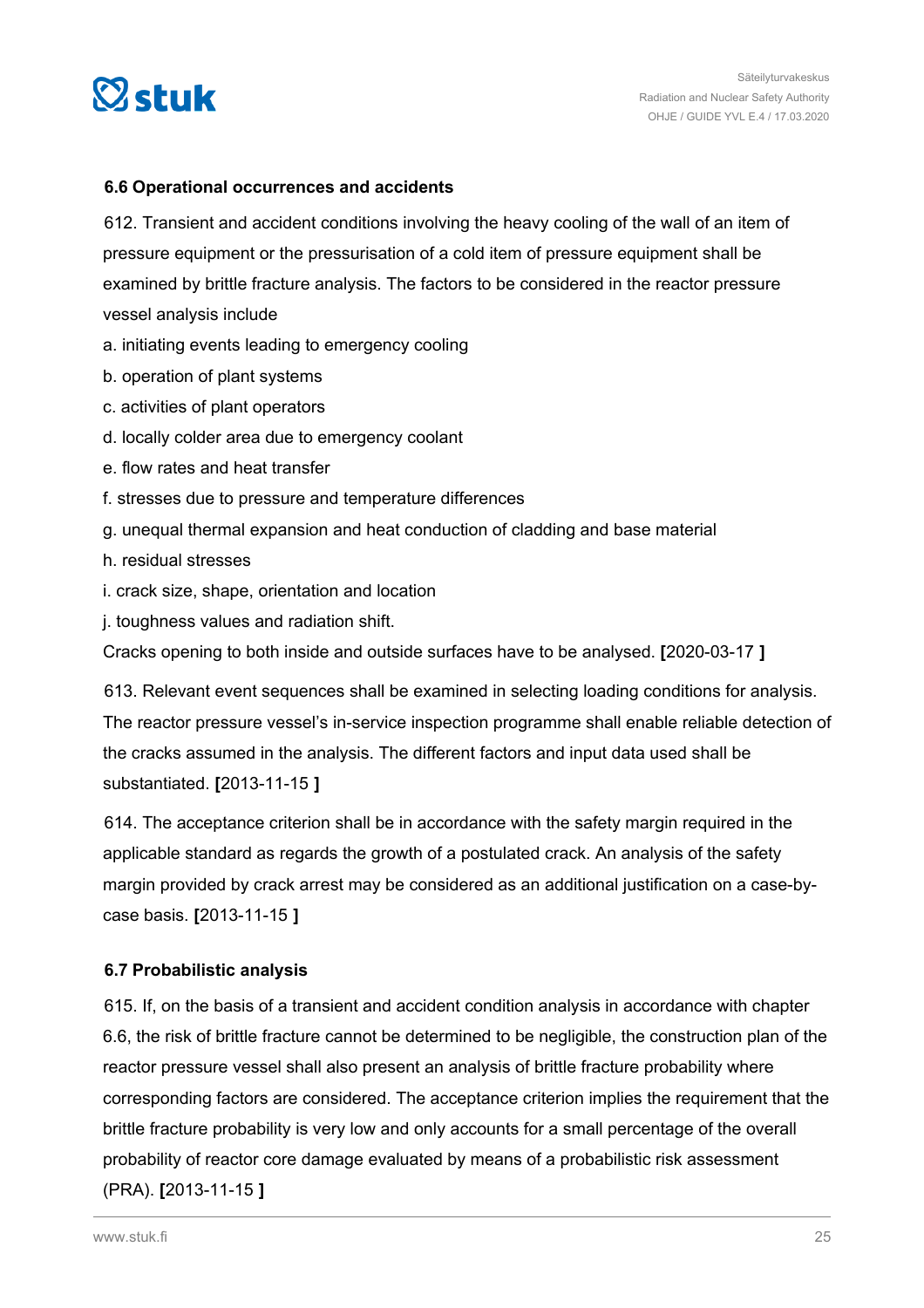### 6.6 Operational occurrences and accidents

612. Transient and accident conditions involving the heavy cooling of the wall of an item of pressure equipment or the pressurisation of a cold item of pressure equipment shall be examined by brittle fracture analysis. The factors to be considered in the reactor pressure vessel analysis include

a. initiating events leading to emergency cooling
b. operation of plant systems
c. activities of plant operators
d. locally colder area due to emergency coolant
e. flow rates and heat transfer
f. stresses due to pressure and temperature differences
g. unequal thermal expansion and heat conduction of cladding and base material
h. residual stresses
i. crack size, shape, orientation and location
j. toughness values and radiation shift.

Cracks opening to both inside and outside surfaces have to be analysed. **[**2020-03-17 **]**

613. Relevant event sequences shall be examined in selecting loading conditions for analysis. The reactor pressure vessel's in-service inspection programme shall enable reliable detection of the cracks assumed in the analysis. The different factors and input data used shall be substantiated. **[**2013-11-15 **]**

614. The acceptance criterion shall be in accordance with the safety margin required in the applicable standard as regards the growth of a postulated crack. An analysis of the safety margin provided by crack arrest may be considered as an additional justification on a case-by-case basis. **[**2013-11-15 **]**

### 6.7 Probabilistic analysis

615. If, on the basis of a transient and accident condition analysis in accordance with chapter 6.6, the risk of brittle fracture cannot be determined to be negligible, the construction plan of the reactor pressure vessel shall also present an analysis of brittle fracture probability where corresponding factors are considered. The acceptance criterion implies the requirement that the brittle fracture probability is very low and only accounts for a small percentage of the overall probability of reactor core damage evaluated by means of a probabilistic risk assessment (PRA). **[**2013-11-15 **]**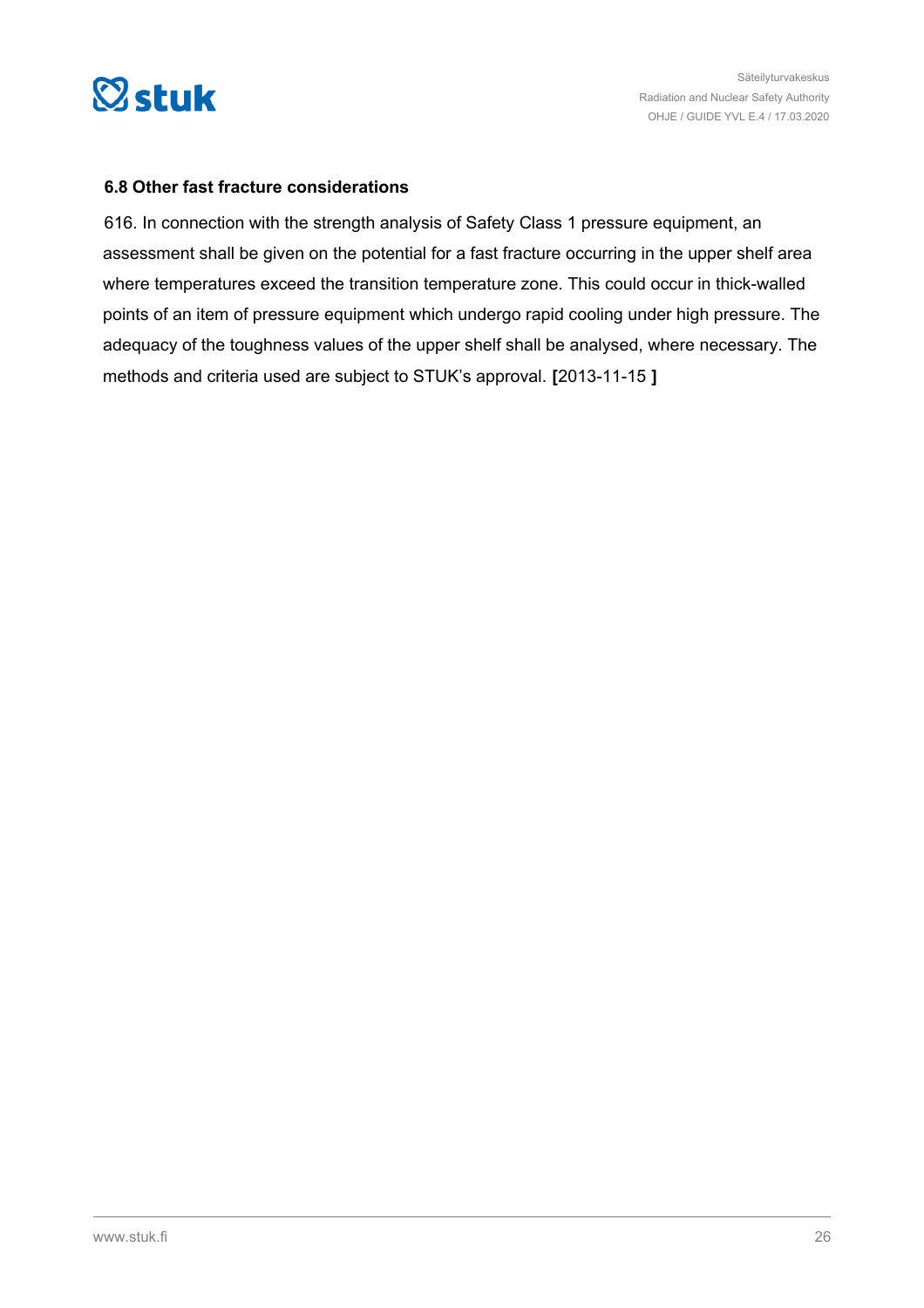### 6.8 Other fast fracture considerations

616. In connection with the strength analysis of Safety Class 1 pressure equipment, an assessment shall be given on the potential for a fast fracture occurring in the upper shelf area where temperatures exceed the transition temperature zone. This could occur in thick-walled points of an item of pressure equipment which undergo rapid cooling under high pressure. The adequacy of the toughness values of the upper shelf shall be analysed, where necessary. The methods and criteria used are subject to STUK's approval. **[**2013-11-15 **]**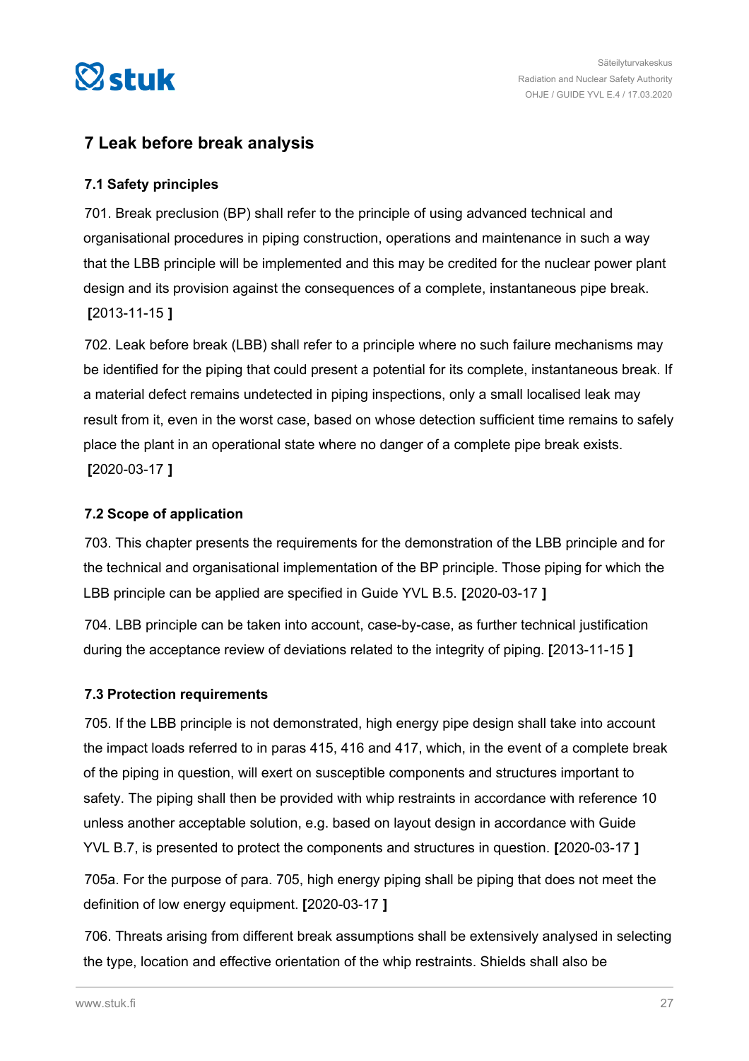## 7 Leak before break analysis

### 7.1 Safety principles

701. Break preclusion (BP) shall refer to the principle of using advanced technical and organisational procedures in piping construction, operations and maintenance in such a way that the LBB principle will be implemented and this may be credited for the nuclear power plant design and its provision against the consequences of a complete, instantaneous pipe break. **[**2013-11-15 **]**

702. Leak before break (LBB) shall refer to a principle where no such failure mechanisms may be identified for the piping that could present a potential for its complete, instantaneous break. If a material defect remains undetected in piping inspections, only a small localised leak may result from it, even in the worst case, based on whose detection sufficient time remains to safely place the plant in an operational state where no danger of a complete pipe break exists. **[**2020-03-17 **]**

### 7.2 Scope of application

703. This chapter presents the requirements for the demonstration of the LBB principle and for the technical and organisational implementation of the BP principle. Those piping for which the LBB principle can be applied are specified in Guide YVL B.5. **[**2020-03-17 **]**

704. LBB principle can be taken into account, case-by-case, as further technical justification during the acceptance review of deviations related to the integrity of piping. **[**2013-11-15 **]**

### 7.3 Protection requirements

705. If the LBB principle is not demonstrated, high energy pipe design shall take into account the impact loads referred to in paras 415, 416 and 417, which, in the event of a complete break of the piping in question, will exert on susceptible components and structures important to safety. The piping shall then be provided with whip restraints in accordance with reference 10 unless another acceptable solution, e.g. based on layout design in accordance with Guide YVL B.7, is presented to protect the components and structures in question. **[**2020-03-17 **]**

705a. For the purpose of para. 705, high energy piping shall be piping that does not meet the definition of low energy equipment. **[**2020-03-17 **]**

706. Threats arising from different break assumptions shall be extensively analysed in selecting the type, location and effective orientation of the whip restraints. Shields shall also be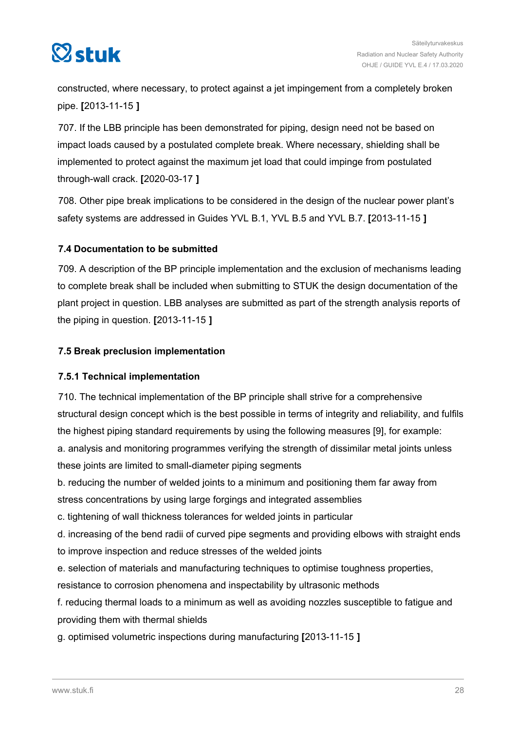constructed, where necessary, to protect against a jet impingement from a completely broken pipe. **[**2013-11-15 **]**

707. If the LBB principle has been demonstrated for piping, design need not be based on impact loads caused by a postulated complete break. Where necessary, shielding shall be implemented to protect against the maximum jet load that could impinge from postulated through-wall crack. **[**2020-03-17 **]**

708. Other pipe break implications to be considered in the design of the nuclear power plant's safety systems are addressed in Guides YVL B.1, YVL B.5 and YVL B.7. **[**2013-11-15 **]**

### 7.4 Documentation to be submitted

709. A description of the BP principle implementation and the exclusion of mechanisms leading to complete break shall be included when submitting to STUK the design documentation of the plant project in question. LBB analyses are submitted as part of the strength analysis reports of the piping in question. **[**2013-11-15 **]**

### 7.5 Break preclusion implementation

#### 7.5.1 Technical implementation

710. The technical implementation of the BP principle shall strive for a comprehensive structural design concept which is the best possible in terms of integrity and reliability, and fulfils the highest piping standard requirements by using the following measures [9], for example:

a. analysis and monitoring programmes verifying the strength of dissimilar metal joints unless these joints are limited to small-diameter piping segments

b. reducing the number of welded joints to a minimum and positioning them far away from stress concentrations by using large forgings and integrated assemblies

c. tightening of wall thickness tolerances for welded joints in particular

d. increasing of the bend radii of curved pipe segments and providing elbows with straight ends to improve inspection and reduce stresses of the welded joints

e. selection of materials and manufacturing techniques to optimise toughness properties, resistance to corrosion phenomena and inspectability by ultrasonic methods

f. reducing thermal loads to a minimum as well as avoiding nozzles susceptible to fatigue and providing them with thermal shields

g. optimised volumetric inspections during manufacturing **[**2013-11-15 **]**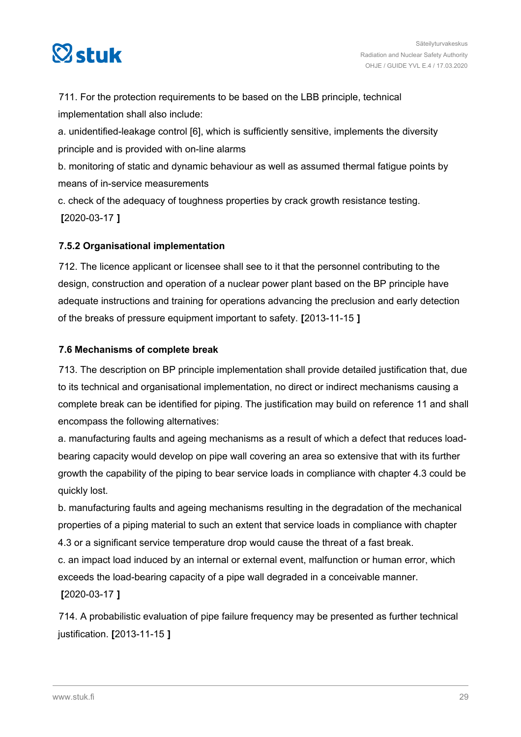711. For the protection requirements to be based on the LBB principle, technical implementation shall also include:

a. unidentified-leakage control [6], which is sufficiently sensitive, implements the diversity principle and is provided with on-line alarms

b. monitoring of static and dynamic behaviour as well as assumed thermal fatigue points by means of in-service measurements

c. check of the adequacy of toughness properties by crack growth resistance testing. **[**2020-03-17 **]**

### 7.5.2 Organisational implementation

712. The licence applicant or licensee shall see to it that the personnel contributing to the design, construction and operation of a nuclear power plant based on the BP principle have adequate instructions and training for operations advancing the preclusion and early detection of the breaks of pressure equipment important to safety. **[**2013-11-15 **]**

## 7.6 Mechanisms of complete break

713. The description on BP principle implementation shall provide detailed justification that, due to its technical and organisational implementation, no direct or indirect mechanisms causing a complete break can be identified for piping. The justification may build on reference 11 and shall encompass the following alternatives:

a. manufacturing faults and ageing mechanisms as a result of which a defect that reduces load-bearing capacity would develop on pipe wall covering an area so extensive that with its further growth the capability of the piping to bear service loads in compliance with chapter 4.3 could be quickly lost.

b. manufacturing faults and ageing mechanisms resulting in the degradation of the mechanical properties of a piping material to such an extent that service loads in compliance with chapter 4.3 or a significant service temperature drop would cause the threat of a fast break.

c. an impact load induced by an internal or external event, malfunction or human error, which exceeds the load-bearing capacity of a pipe wall degraded in a conceivable manner. **[**2020-03-17 **]**

714. A probabilistic evaluation of pipe failure frequency may be presented as further technical justification. **[**2013-11-15 **]**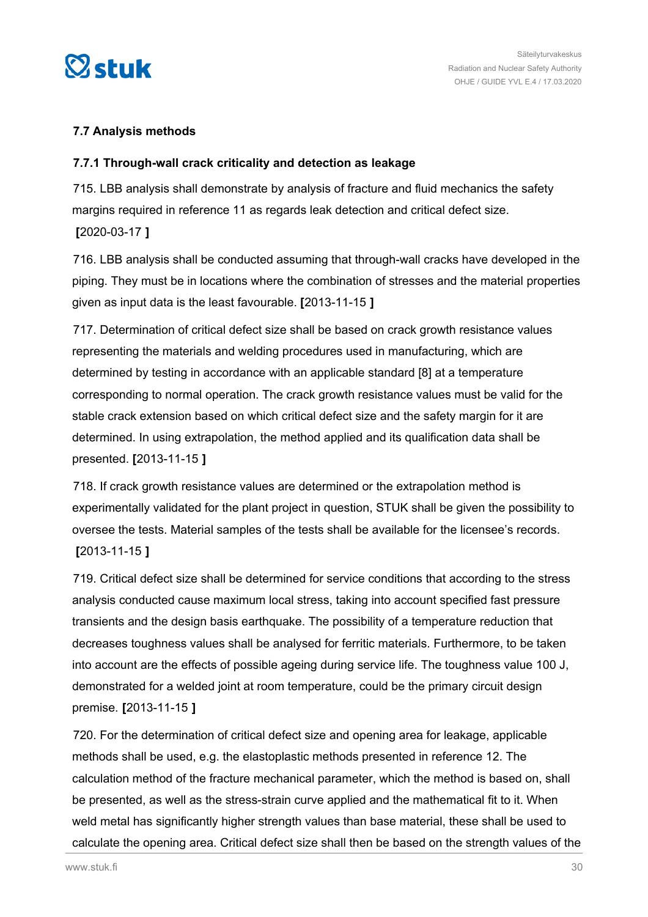### 7.7 Analysis methods

#### 7.7.1 Through-wall crack criticality and detection as leakage

715. LBB analysis shall demonstrate by analysis of fracture and fluid mechanics the safety margins required in reference 11 as regards leak detection and critical defect size. **[**2020-03-17 **]**

716. LBB analysis shall be conducted assuming that through-wall cracks have developed in the piping. They must be in locations where the combination of stresses and the material properties given as input data is the least favourable. **[**2013-11-15 **]**

717. Determination of critical defect size shall be based on crack growth resistance values representing the materials and welding procedures used in manufacturing, which are determined by testing in accordance with an applicable standard [8] at a temperature corresponding to normal operation. The crack growth resistance values must be valid for the stable crack extension based on which critical defect size and the safety margin for it are determined. In using extrapolation, the method applied and its qualification data shall be presented. **[**2013-11-15 **]**

718. If crack growth resistance values are determined or the extrapolation method is experimentally validated for the plant project in question, STUK shall be given the possibility to oversee the tests. Material samples of the tests shall be available for the licensee's records. **[**2013-11-15 **]**

719. Critical defect size shall be determined for service conditions that according to the stress analysis conducted cause maximum local stress, taking into account specified fast pressure transients and the design basis earthquake. The possibility of a temperature reduction that decreases toughness values shall be analysed for ferritic materials. Furthermore, to be taken into account are the effects of possible ageing during service life. The toughness value 100 J, demonstrated for a welded joint at room temperature, could be the primary circuit design premise. **[**2013-11-15 **]**

720. For the determination of critical defect size and opening area for leakage, applicable methods shall be used, e.g. the elastoplastic methods presented in reference 12. The calculation method of the fracture mechanical parameter, which the method is based on, shall be presented, as well as the stress-strain curve applied and the mathematical fit to it. When weld metal has significantly higher strength values than base material, these shall be used to calculate the opening area. Critical defect size shall then be based on the strength values of the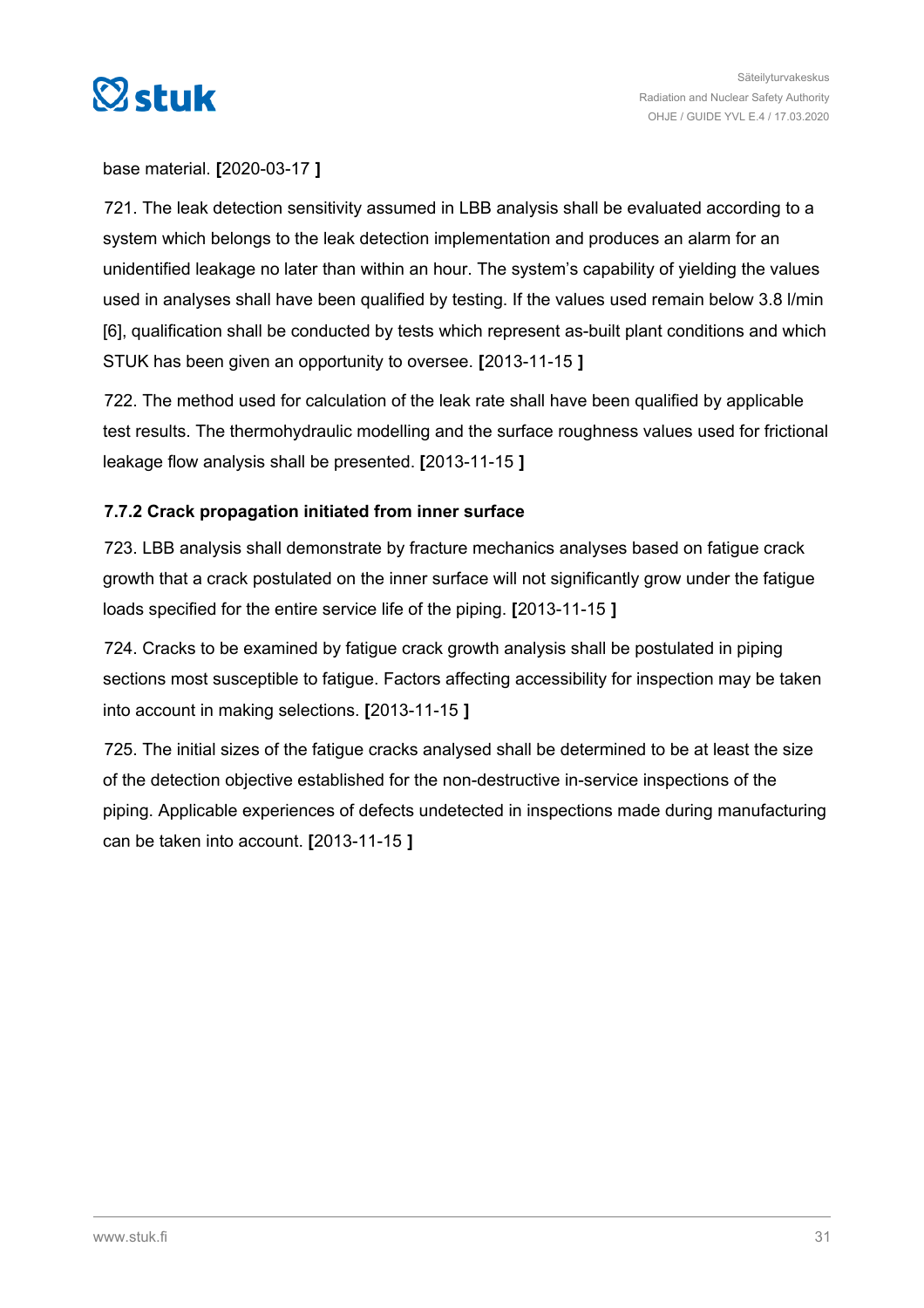base material. **[**2020-03-17 **]**

721. The leak detection sensitivity assumed in LBB analysis shall be evaluated according to a system which belongs to the leak detection implementation and produces an alarm for an unidentified leakage no later than within an hour. The system's capability of yielding the values used in analyses shall have been qualified by testing. If the values used remain below 3.8 l/min [6], qualification shall be conducted by tests which represent as-built plant conditions and which STUK has been given an opportunity to oversee. **[**2013-11-15 **]**

722. The method used for calculation of the leak rate shall have been qualified by applicable test results. The thermohydraulic modelling and the surface roughness values used for frictional leakage flow analysis shall be presented. **[**2013-11-15 **]**

### 7.7.2 Crack propagation initiated from inner surface

723. LBB analysis shall demonstrate by fracture mechanics analyses based on fatigue crack growth that a crack postulated on the inner surface will not significantly grow under the fatigue loads specified for the entire service life of the piping. **[**2013-11-15 **]**

724. Cracks to be examined by fatigue crack growth analysis shall be postulated in piping sections most susceptible to fatigue. Factors affecting accessibility for inspection may be taken into account in making selections. **[**2013-11-15 **]**

725. The initial sizes of the fatigue cracks analysed shall be determined to be at least the size of the detection objective established for the non-destructive in-service inspections of the piping. Applicable experiences of defects undetected in inspections made during manufacturing can be taken into account. **[**2013-11-15 **]**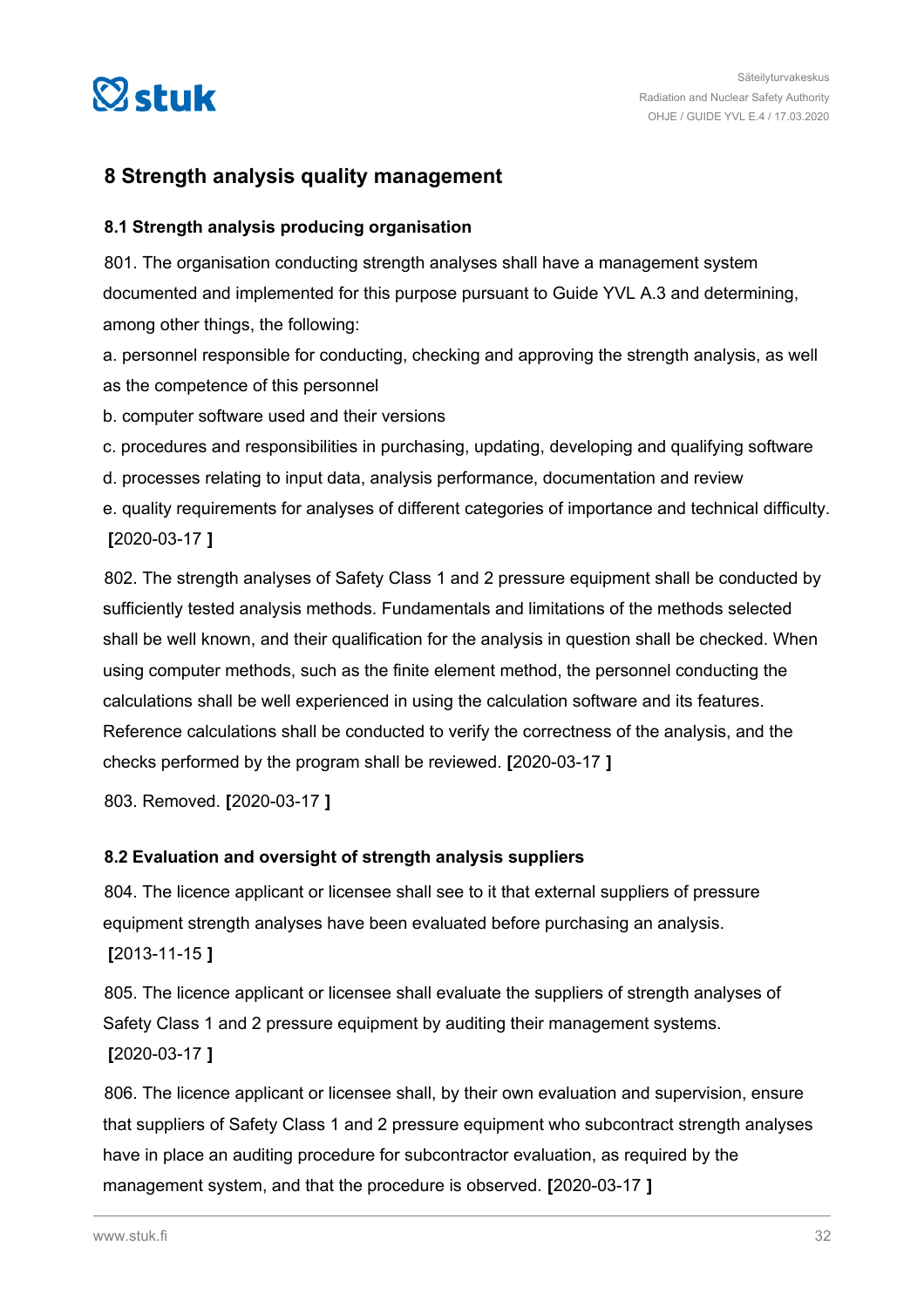# 8 Strength analysis quality management

## 8.1 Strength analysis producing organisation

801. The organisation conducting strength analyses shall have a management system documented and implemented for this purpose pursuant to Guide YVL A.3 and determining, among other things, the following:

a. personnel responsible for conducting, checking and approving the strength analysis, as well as the competence of this personnel

b. computer software used and their versions

c. procedures and responsibilities in purchasing, updating, developing and qualifying software

d. processes relating to input data, analysis performance, documentation and review

e. quality requirements for analyses of different categories of importance and technical difficulty. **[**2020-03-17 **]**

802. The strength analyses of Safety Class 1 and 2 pressure equipment shall be conducted by sufficiently tested analysis methods. Fundamentals and limitations of the methods selected shall be well known, and their qualification for the analysis in question shall be checked. When using computer methods, such as the finite element method, the personnel conducting the calculations shall be well experienced in using the calculation software and its features. Reference calculations shall be conducted to verify the correctness of the analysis, and the checks performed by the program shall be reviewed. **[**2020-03-17 **]**

803. Removed. **[**2020-03-17 **]**

## 8.2 Evaluation and oversight of strength analysis suppliers

804. The licence applicant or licensee shall see to it that external suppliers of pressure equipment strength analyses have been evaluated before purchasing an analysis. **[**2013-11-15 **]**

805. The licence applicant or licensee shall evaluate the suppliers of strength analyses of Safety Class 1 and 2 pressure equipment by auditing their management systems. **[**2020-03-17 **]**

806. The licence applicant or licensee shall, by their own evaluation and supervision, ensure that suppliers of Safety Class 1 and 2 pressure equipment who subcontract strength analyses have in place an auditing procedure for subcontractor evaluation, as required by the management system, and that the procedure is observed. **[**2020-03-17 **]**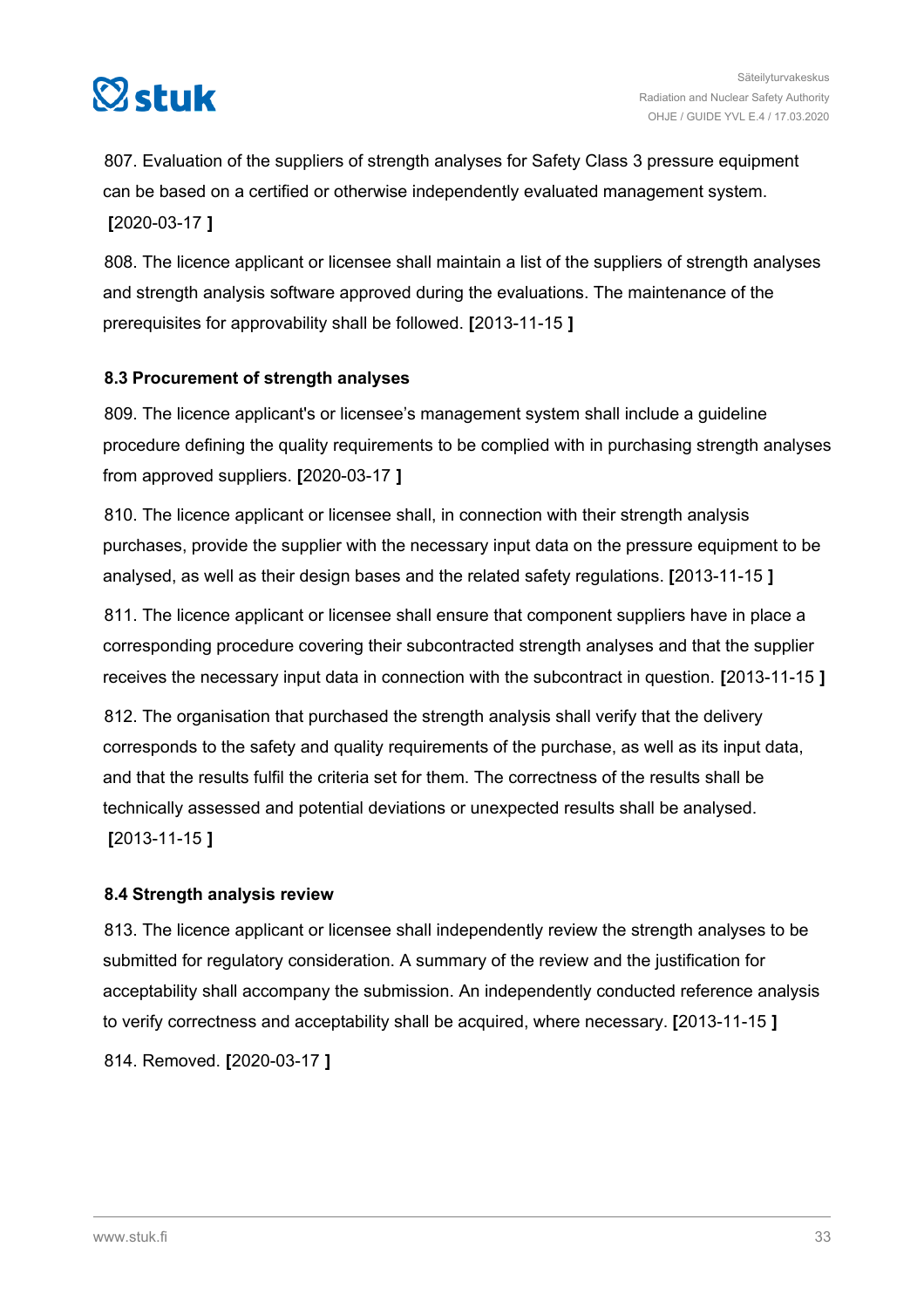807. Evaluation of the suppliers of strength analyses for Safety Class 3 pressure equipment can be based on a certified or otherwise independently evaluated management system. [2020-03-17 ]

808. The licence applicant or licensee shall maintain a list of the suppliers of strength analyses and strength analysis software approved during the evaluations. The maintenance of the prerequisites for approvability shall be followed. [2013-11-15 ]

### 8.3 Procurement of strength analyses

809. The licence applicant's or licensee's management system shall include a guideline procedure defining the quality requirements to be complied with in purchasing strength analyses from approved suppliers. [2020-03-17 ]

810. The licence applicant or licensee shall, in connection with their strength analysis purchases, provide the supplier with the necessary input data on the pressure equipment to be analysed, as well as their design bases and the related safety regulations. [2013-11-15 ]

811. The licence applicant or licensee shall ensure that component suppliers have in place a corresponding procedure covering their subcontracted strength analyses and that the supplier receives the necessary input data in connection with the subcontract in question. [2013-11-15 ]

812. The organisation that purchased the strength analysis shall verify that the delivery corresponds to the safety and quality requirements of the purchase, as well as its input data, and that the results fulfil the criteria set for them. The correctness of the results shall be technically assessed and potential deviations or unexpected results shall be analysed. [2013-11-15 ]

### 8.4 Strength analysis review

813. The licence applicant or licensee shall independently review the strength analyses to be submitted for regulatory consideration. A summary of the review and the justification for acceptability shall accompany the submission. An independently conducted reference analysis to verify correctness and acceptability shall be acquired, where necessary. [2013-11-15 ]

814. Removed. [2020-03-17 ]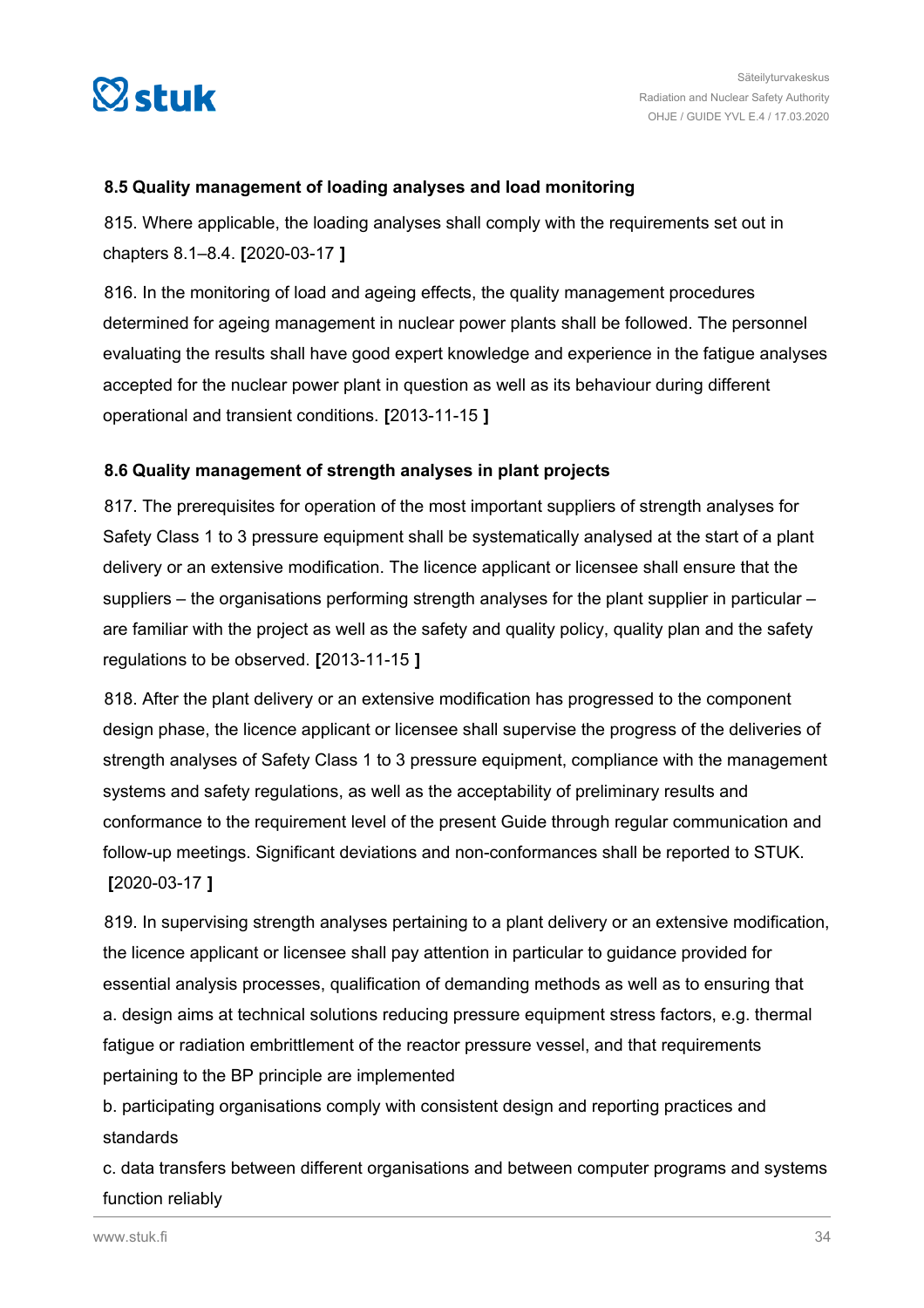### 8.5 Quality management of loading analyses and load monitoring

815. Where applicable, the loading analyses shall comply with the requirements set out in chapters 8.1–8.4. **[**2020-03-17 **]**

816. In the monitoring of load and ageing effects, the quality management procedures determined for ageing management in nuclear power plants shall be followed. The personnel evaluating the results shall have good expert knowledge and experience in the fatigue analyses accepted for the nuclear power plant in question as well as its behaviour during different operational and transient conditions. **[**2013-11-15 **]**

### 8.6 Quality management of strength analyses in plant projects

817. The prerequisites for operation of the most important suppliers of strength analyses for Safety Class 1 to 3 pressure equipment shall be systematically analysed at the start of a plant delivery or an extensive modification. The licence applicant or licensee shall ensure that the suppliers – the organisations performing strength analyses for the plant supplier in particular – are familiar with the project as well as the safety and quality policy, quality plan and the safety regulations to be observed. **[**2013-11-15 **]**

818. After the plant delivery or an extensive modification has progressed to the component design phase, the licence applicant or licensee shall supervise the progress of the deliveries of strength analyses of Safety Class 1 to 3 pressure equipment, compliance with the management systems and safety regulations, as well as the acceptability of preliminary results and conformance to the requirement level of the present Guide through regular communication and follow-up meetings. Significant deviations and non-conformances shall be reported to STUK. **[**2020-03-17 **]**

819. In supervising strength analyses pertaining to a plant delivery or an extensive modification, the licence applicant or licensee shall pay attention in particular to guidance provided for essential analysis processes, qualification of demanding methods as well as to ensuring that

a. design aims at technical solutions reducing pressure equipment stress factors, e.g. thermal fatigue or radiation embrittlement of the reactor pressure vessel, and that requirements pertaining to the BP principle are implemented

b. participating organisations comply with consistent design and reporting practices and standards

c. data transfers between different organisations and between computer programs and systems function reliably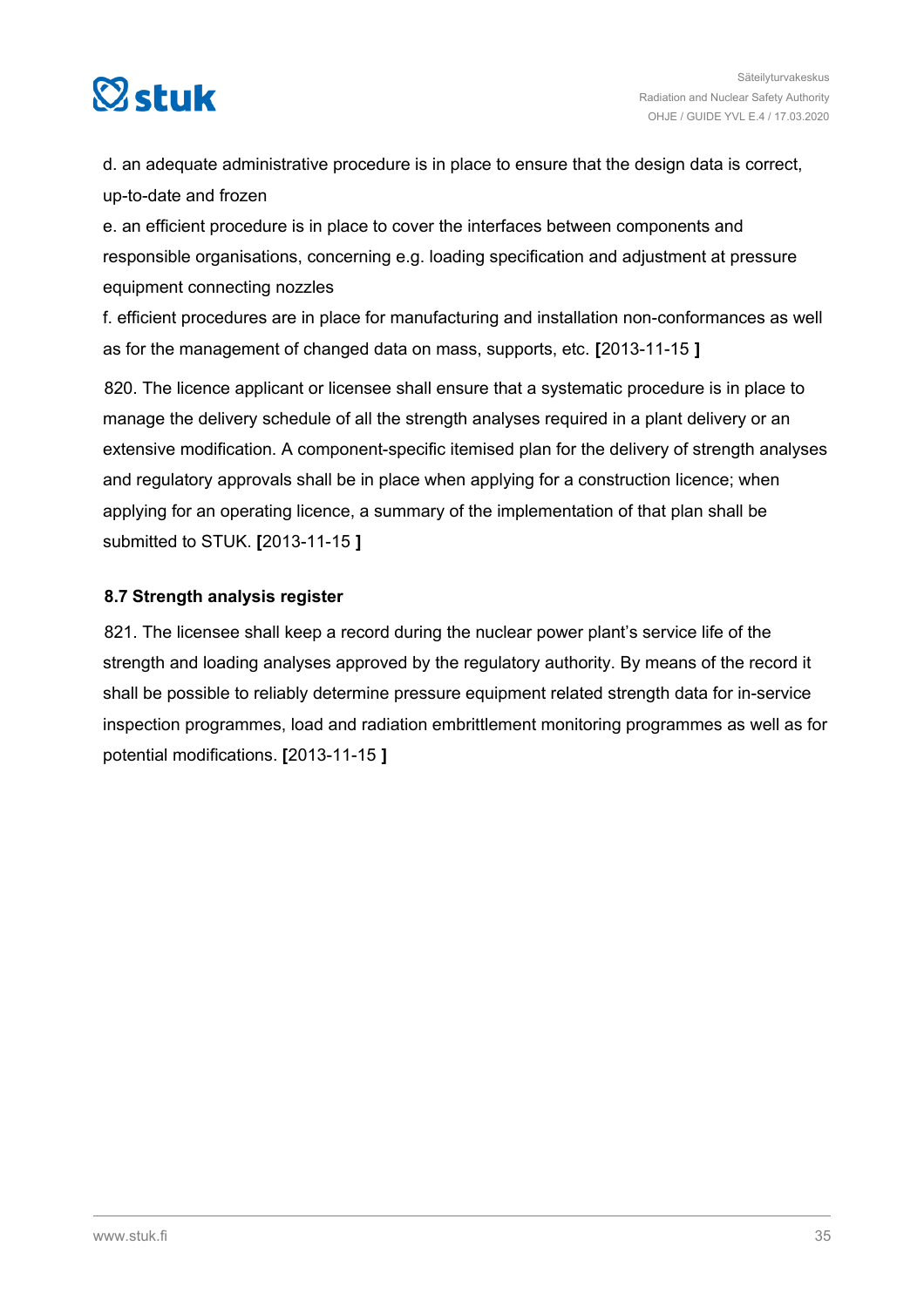d. an adequate administrative procedure is in place to ensure that the design data is correct, up-to-date and frozen

e. an efficient procedure is in place to cover the interfaces between components and responsible organisations, concerning e.g. loading specification and adjustment at pressure equipment connecting nozzles

f. efficient procedures are in place for manufacturing and installation non-conformances as well as for the management of changed data on mass, supports, etc. **[**2013-11-15 **]**

820. The licence applicant or licensee shall ensure that a systematic procedure is in place to manage the delivery schedule of all the strength analyses required in a plant delivery or an extensive modification. A component-specific itemised plan for the delivery of strength analyses and regulatory approvals shall be in place when applying for a construction licence; when applying for an operating licence, a summary of the implementation of that plan shall be submitted to STUK. **[**2013-11-15 **]**

### 8.7 Strength analysis register

821. The licensee shall keep a record during the nuclear power plant's service life of the strength and loading analyses approved by the regulatory authority. By means of the record it shall be possible to reliably determine pressure equipment related strength data for in-service inspection programmes, load and radiation embrittlement monitoring programmes as well as for potential modifications. **[**2013-11-15 **]**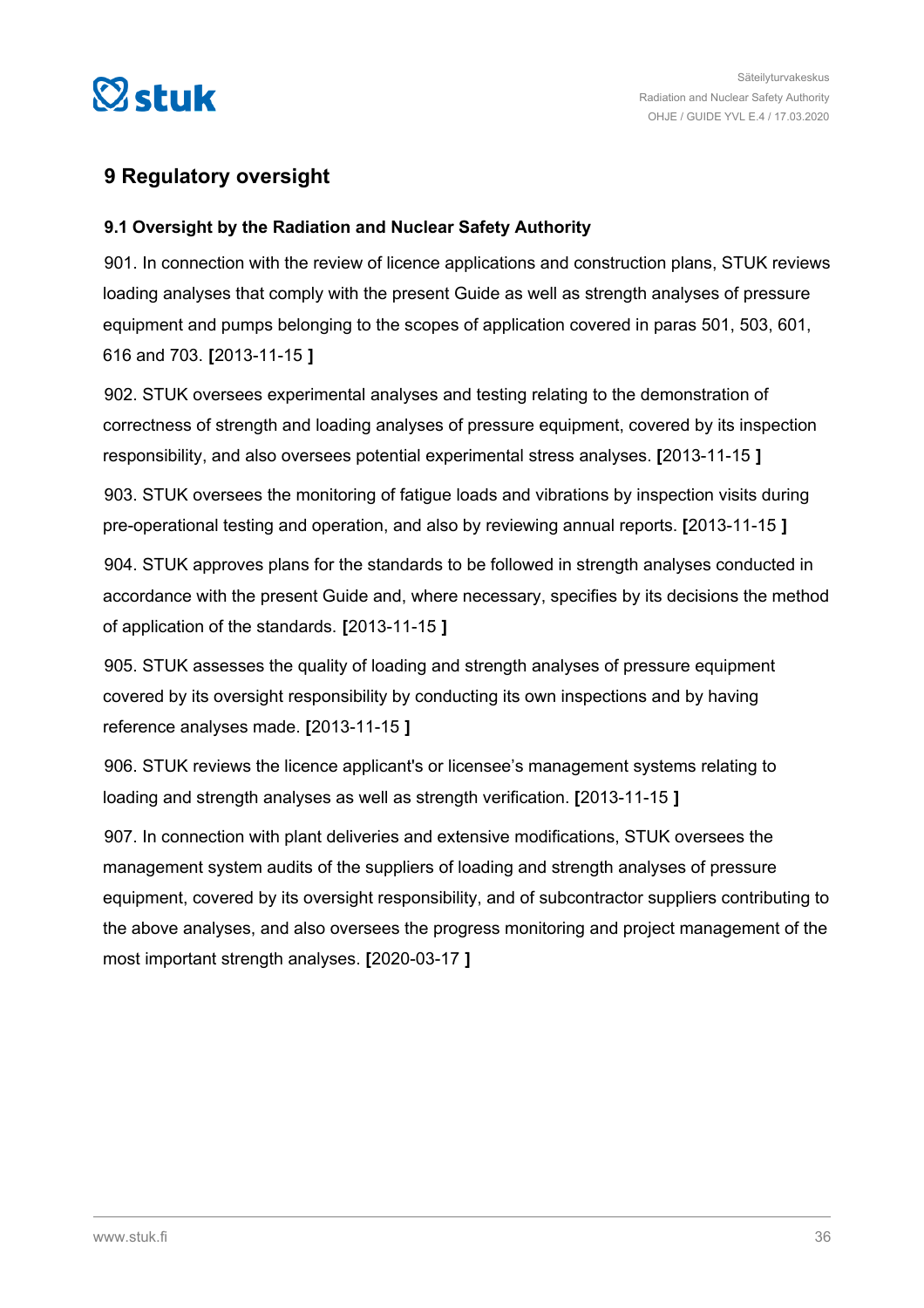# 9 Regulatory oversight

## 9.1 Oversight by the Radiation and Nuclear Safety Authority

901. In connection with the review of licence applications and construction plans, STUK reviews loading analyses that comply with the present Guide as well as strength analyses of pressure equipment and pumps belonging to the scopes of application covered in paras 501, 503, 601, 616 and 703. **[**2013-11-15 **]**

902. STUK oversees experimental analyses and testing relating to the demonstration of correctness of strength and loading analyses of pressure equipment, covered by its inspection responsibility, and also oversees potential experimental stress analyses. **[**2013-11-15 **]**

903. STUK oversees the monitoring of fatigue loads and vibrations by inspection visits during pre-operational testing and operation, and also by reviewing annual reports. **[**2013-11-15 **]**

904. STUK approves plans for the standards to be followed in strength analyses conducted in accordance with the present Guide and, where necessary, specifies by its decisions the method of application of the standards. **[**2013-11-15 **]**

905. STUK assesses the quality of loading and strength analyses of pressure equipment covered by its oversight responsibility by conducting its own inspections and by having reference analyses made. **[**2013-11-15 **]**

906. STUK reviews the licence applicant's or licensee's management systems relating to loading and strength analyses as well as strength verification. **[**2013-11-15 **]**

907. In connection with plant deliveries and extensive modifications, STUK oversees the management system audits of the suppliers of loading and strength analyses of pressure equipment, covered by its oversight responsibility, and of subcontractor suppliers contributing to the above analyses, and also oversees the progress monitoring and project management of the most important strength analyses. **[**2020-03-17 **]**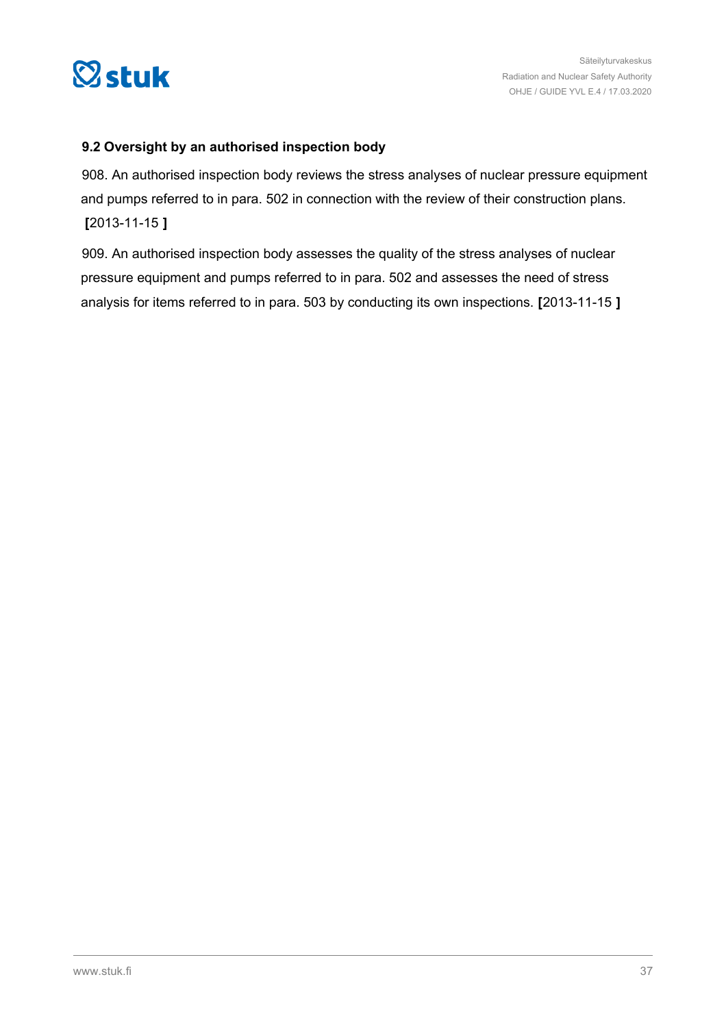### 9.2 Oversight by an authorised inspection body

908. An authorised inspection body reviews the stress analyses of nuclear pressure equipment and pumps referred to in para. 502 in connection with the review of their construction plans. **[**2013-11-15 **]**

909. An authorised inspection body assesses the quality of the stress analyses of nuclear pressure equipment and pumps referred to in para. 502 and assesses the need of stress analysis for items referred to in para. 503 by conducting its own inspections. **[**2013-11-15 **]**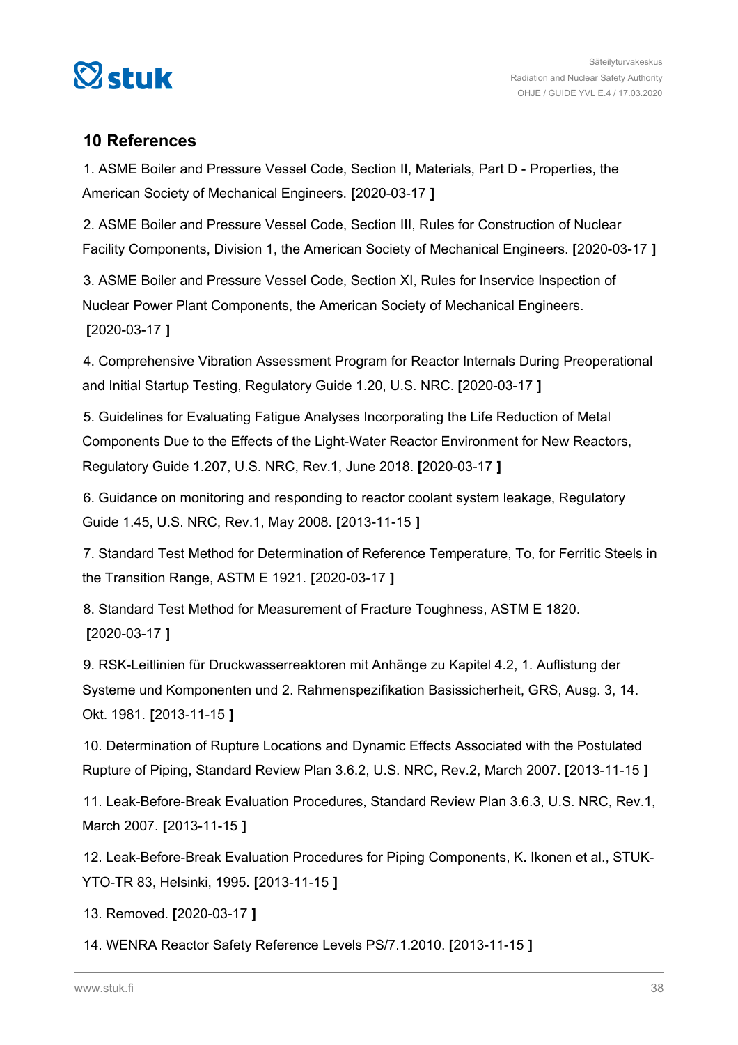## 10 References

1. ASME Boiler and Pressure Vessel Code, Section II, Materials, Part D - Properties, the American Society of Mechanical Engineers. **[**2020-03-17 **]**

2. ASME Boiler and Pressure Vessel Code, Section III, Rules for Construction of Nuclear Facility Components, Division 1, the American Society of Mechanical Engineers. **[**2020-03-17 **]**

3. ASME Boiler and Pressure Vessel Code, Section XI, Rules for Inservice Inspection of Nuclear Power Plant Components, the American Society of Mechanical Engineers. **[**2020-03-17 **]**

4. Comprehensive Vibration Assessment Program for Reactor Internals During Preoperational and Initial Startup Testing, Regulatory Guide 1.20, U.S. NRC. **[**2020-03-17 **]**

5. Guidelines for Evaluating Fatigue Analyses Incorporating the Life Reduction of Metal Components Due to the Effects of the Light-Water Reactor Environment for New Reactors, Regulatory Guide 1.207, U.S. NRC, Rev.1, June 2018. **[**2020-03-17 **]**

6. Guidance on monitoring and responding to reactor coolant system leakage, Regulatory Guide 1.45, U.S. NRC, Rev.1, May 2008. **[**2013-11-15 **]**

7. Standard Test Method for Determination of Reference Temperature, To, for Ferritic Steels in the Transition Range, ASTM E 1921. **[**2020-03-17 **]**

8. Standard Test Method for Measurement of Fracture Toughness, ASTM E 1820. **[**2020-03-17 **]**

9. RSK-Leitlinien für Druckwasserreaktoren mit Anhänge zu Kapitel 4.2, 1. Auflistung der Systeme und Komponenten und 2. Rahmenspezifikation Basissicherheit, GRS, Ausg. 3, 14. Okt. 1981. **[**2013-11-15 **]**

10. Determination of Rupture Locations and Dynamic Effects Associated with the Postulated Rupture of Piping, Standard Review Plan 3.6.2, U.S. NRC, Rev.2, March 2007. **[**2013-11-15 **]**

11. Leak-Before-Break Evaluation Procedures, Standard Review Plan 3.6.3, U.S. NRC, Rev.1, March 2007. **[**2013-11-15 **]**

12. Leak-Before-Break Evaluation Procedures for Piping Components, K. Ikonen et al., STUK-YTO-TR 83, Helsinki, 1995. **[**2013-11-15 **]**

13. Removed. **[**2020-03-17 **]**

14. WENRA Reactor Safety Reference Levels PS/7.1.2010. **[**2013-11-15 **]**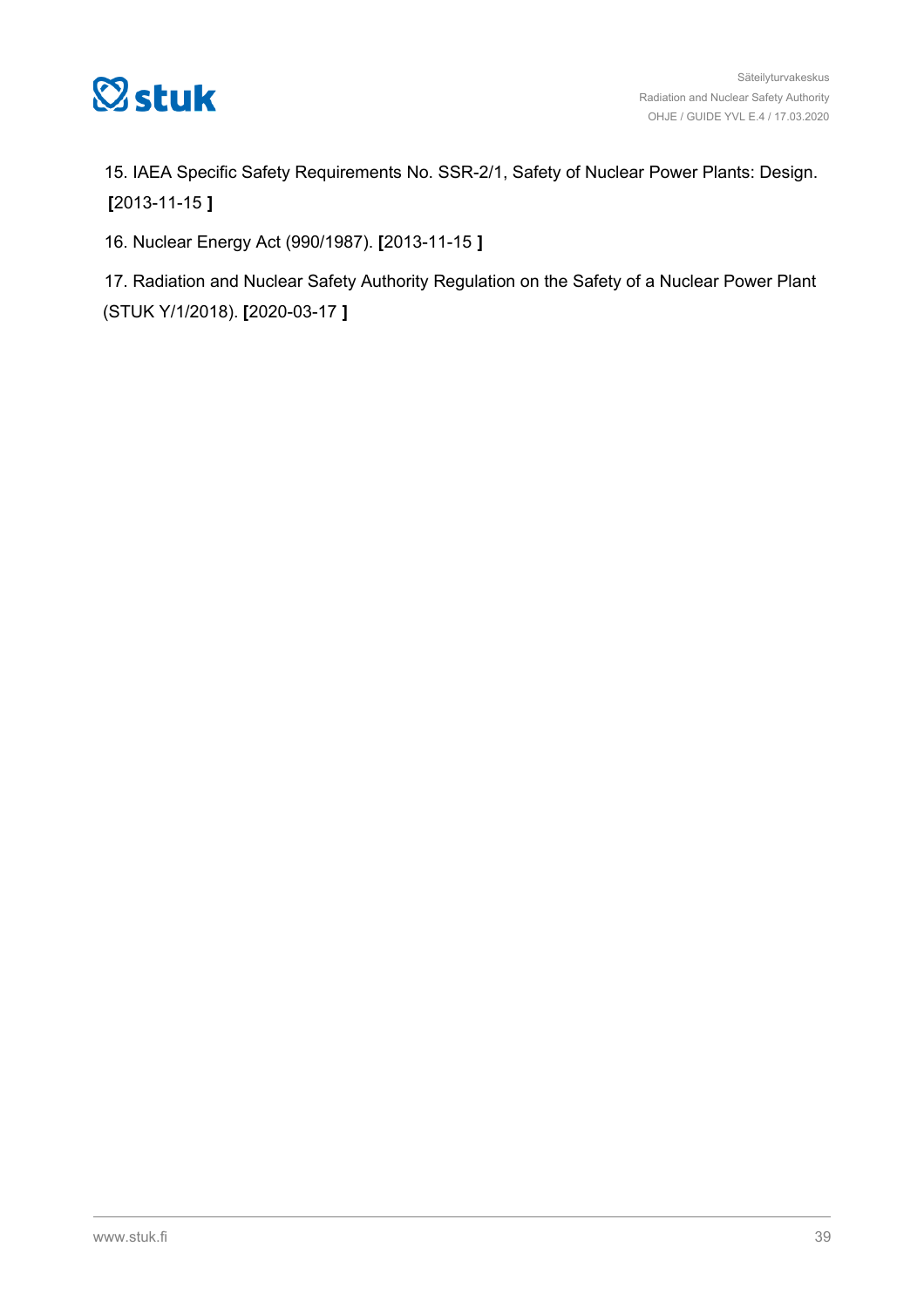15. IAEA Specific Safety Requirements No. SSR-2/1, Safety of Nuclear Power Plants: Design. **[**2013-11-15 **]**

16. Nuclear Energy Act (990/1987). **[**2013-11-15 **]**

17. Radiation and Nuclear Safety Authority Regulation on the Safety of a Nuclear Power Plant (STUK Y/1/2018). **[**2020-03-17 **]**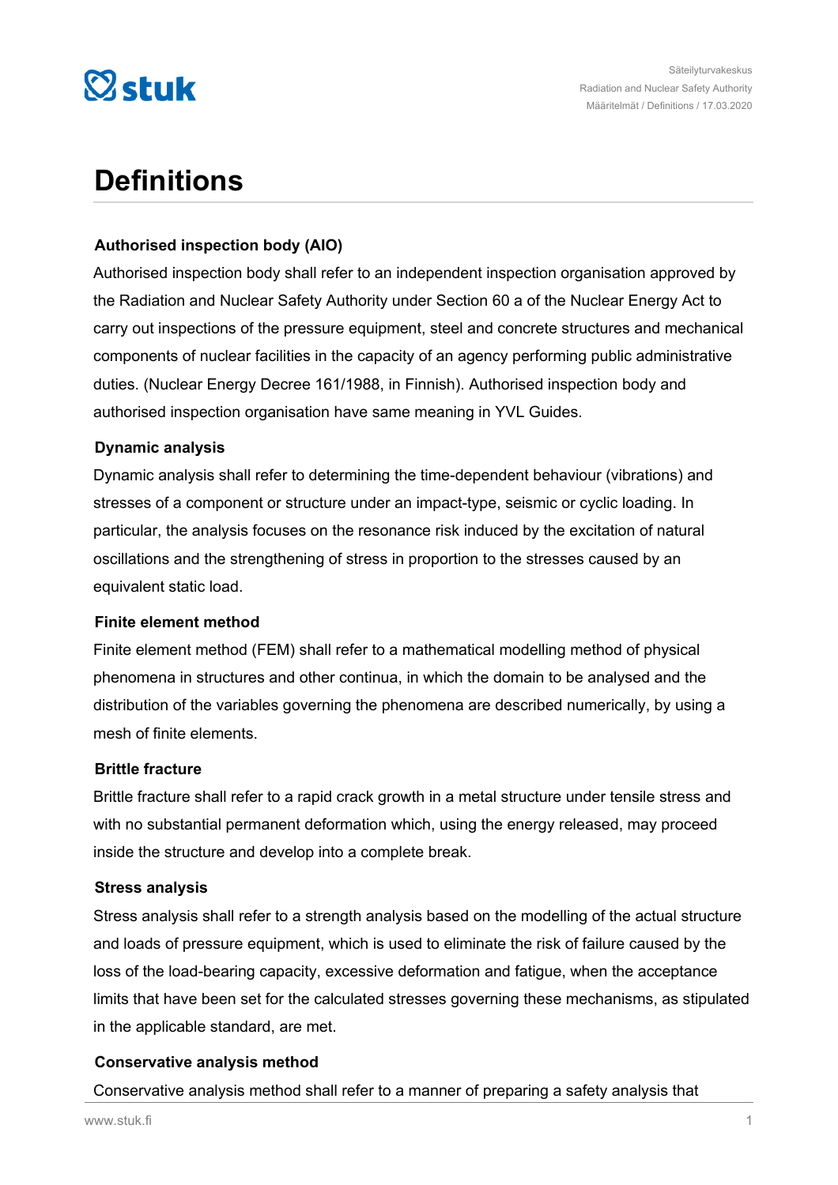# Definitions

### Authorised inspection body (AIO)

Authorised inspection body shall refer to an independent inspection organisation approved by the Radiation and Nuclear Safety Authority under Section 60 a of the Nuclear Energy Act to carry out inspections of the pressure equipment, steel and concrete structures and mechanical components of nuclear facilities in the capacity of an agency performing public administrative duties. (Nuclear Energy Decree 161/1988, in Finnish). Authorised inspection body and authorised inspection organisation have same meaning in YVL Guides.

### Dynamic analysis

Dynamic analysis shall refer to determining the time-dependent behaviour (vibrations) and stresses of a component or structure under an impact-type, seismic or cyclic loading. In particular, the analysis focuses on the resonance risk induced by the excitation of natural oscillations and the strengthening of stress in proportion to the stresses caused by an equivalent static load.

### Finite element method

Finite element method (FEM) shall refer to a mathematical modelling method of physical phenomena in structures and other continua, in which the domain to be analysed and the distribution of the variables governing the phenomena are described numerically, by using a mesh of finite elements.

### Brittle fracture

Brittle fracture shall refer to a rapid crack growth in a metal structure under tensile stress and with no substantial permanent deformation which, using the energy released, may proceed inside the structure and develop into a complete break.

### Stress analysis

Stress analysis shall refer to a strength analysis based on the modelling of the actual structure and loads of pressure equipment, which is used to eliminate the risk of failure caused by the loss of the load-bearing capacity, excessive deformation and fatigue, when the acceptance limits that have been set for the calculated stresses governing these mechanisms, as stipulated in the applicable standard, are met.

### Conservative analysis method

Conservative analysis method shall refer to a manner of preparing a safety analysis that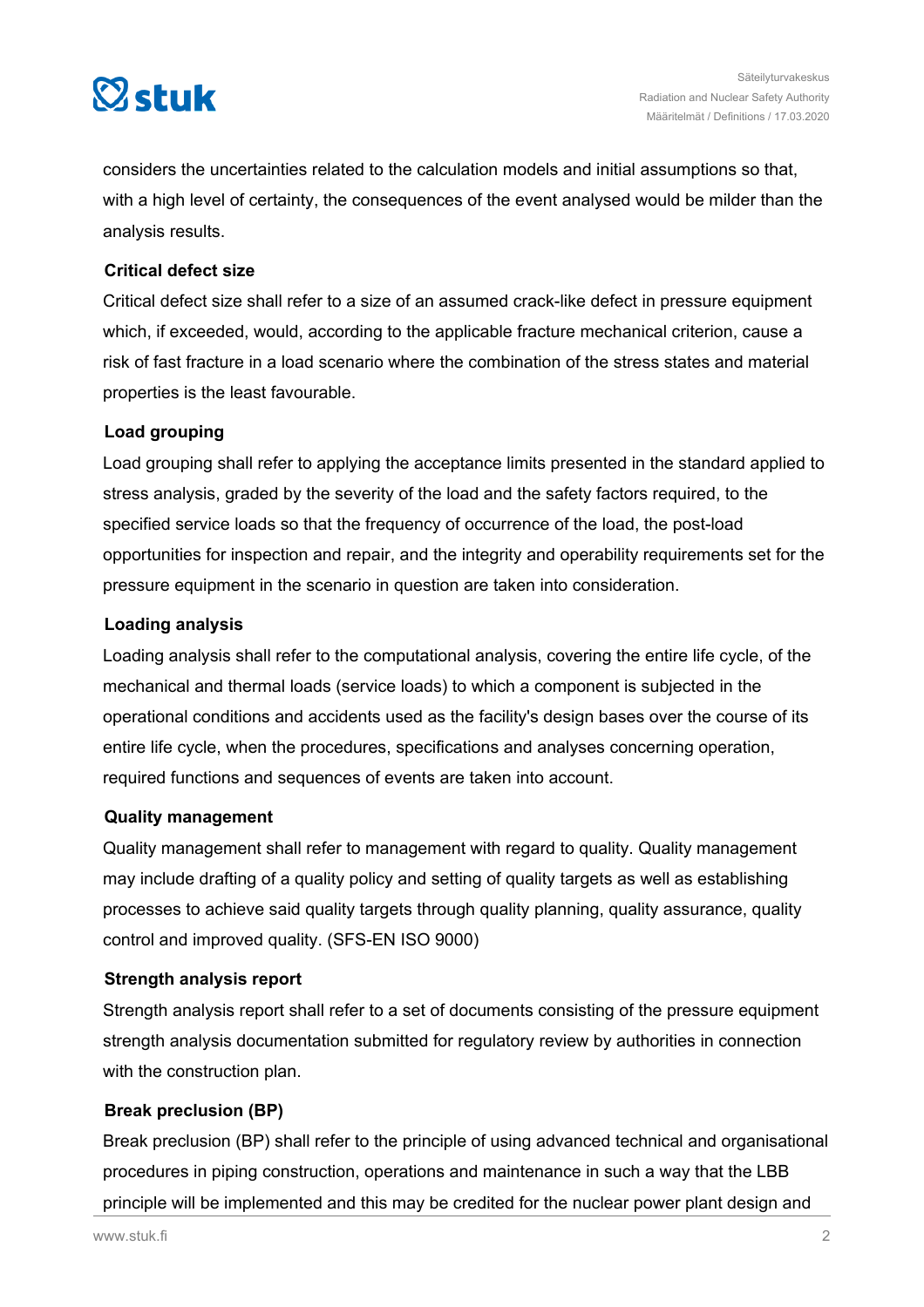considers the uncertainties related to the calculation models and initial assumptions so that, with a high level of certainty, the consequences of the event analysed would be milder than the analysis results.

### Critical defect size

Critical defect size shall refer to a size of an assumed crack-like defect in pressure equipment which, if exceeded, would, according to the applicable fracture mechanical criterion, cause a risk of fast fracture in a load scenario where the combination of the stress states and material properties is the least favourable.

### Load grouping

Load grouping shall refer to applying the acceptance limits presented in the standard applied to stress analysis, graded by the severity of the load and the safety factors required, to the specified service loads so that the frequency of occurrence of the load, the post-load opportunities for inspection and repair, and the integrity and operability requirements set for the pressure equipment in the scenario in question are taken into consideration.

### Loading analysis

Loading analysis shall refer to the computational analysis, covering the entire life cycle, of the mechanical and thermal loads (service loads) to which a component is subjected in the operational conditions and accidents used as the facility's design bases over the course of its entire life cycle, when the procedures, specifications and analyses concerning operation, required functions and sequences of events are taken into account.

### Quality management

Quality management shall refer to management with regard to quality. Quality management may include drafting of a quality policy and setting of quality targets as well as establishing processes to achieve said quality targets through quality planning, quality assurance, quality control and improved quality. (SFS-EN ISO 9000)

### Strength analysis report

Strength analysis report shall refer to a set of documents consisting of the pressure equipment strength analysis documentation submitted for regulatory review by authorities in connection with the construction plan.

### Break preclusion (BP)

Break preclusion (BP) shall refer to the principle of using advanced technical and organisational procedures in piping construction, operations and maintenance in such a way that the LBB principle will be implemented and this may be credited for the nuclear power plant design and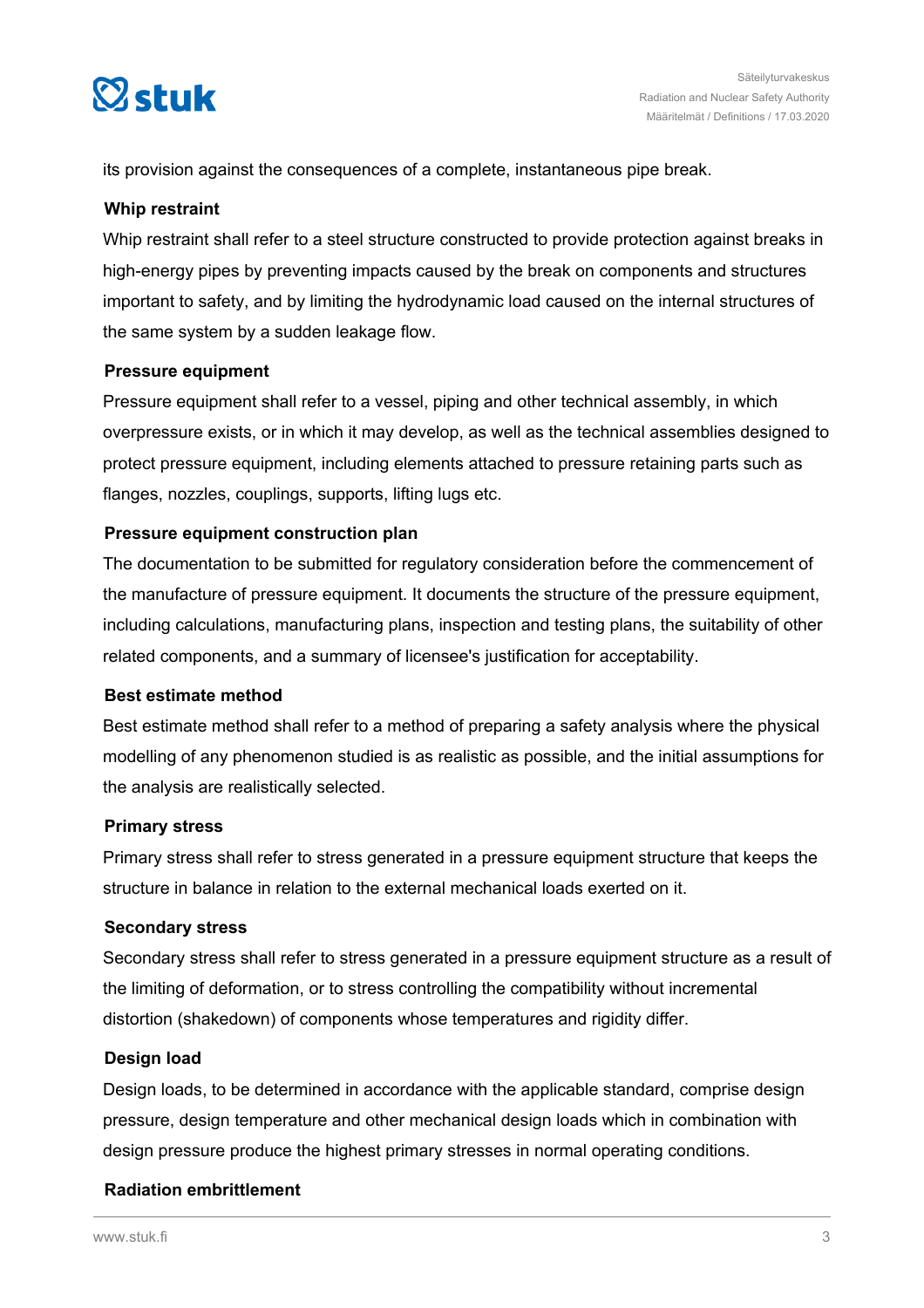its provision against the consequences of a complete, instantaneous pipe break.

### Whip restraint

Whip restraint shall refer to a steel structure constructed to provide protection against breaks in high-energy pipes by preventing impacts caused by the break on components and structures important to safety, and by limiting the hydrodynamic load caused on the internal structures of the same system by a sudden leakage flow.

### Pressure equipment

Pressure equipment shall refer to a vessel, piping and other technical assembly, in which overpressure exists, or in which it may develop, as well as the technical assemblies designed to protect pressure equipment, including elements attached to pressure retaining parts such as flanges, nozzles, couplings, supports, lifting lugs etc.

### Pressure equipment construction plan

The documentation to be submitted for regulatory consideration before the commencement of the manufacture of pressure equipment. It documents the structure of the pressure equipment, including calculations, manufacturing plans, inspection and testing plans, the suitability of other related components, and a summary of licensee's justification for acceptability.

### Best estimate method

Best estimate method shall refer to a method of preparing a safety analysis where the physical modelling of any phenomenon studied is as realistic as possible, and the initial assumptions for the analysis are realistically selected.

### Primary stress

Primary stress shall refer to stress generated in a pressure equipment structure that keeps the structure in balance in relation to the external mechanical loads exerted on it.

### Secondary stress

Secondary stress shall refer to stress generated in a pressure equipment structure as a result of the limiting of deformation, or to stress controlling the compatibility without incremental distortion (shakedown) of components whose temperatures and rigidity differ.

### Design load

Design loads, to be determined in accordance with the applicable standard, comprise design pressure, design temperature and other mechanical design loads which in combination with design pressure produce the highest primary stresses in normal operating conditions.

### Radiation embrittlement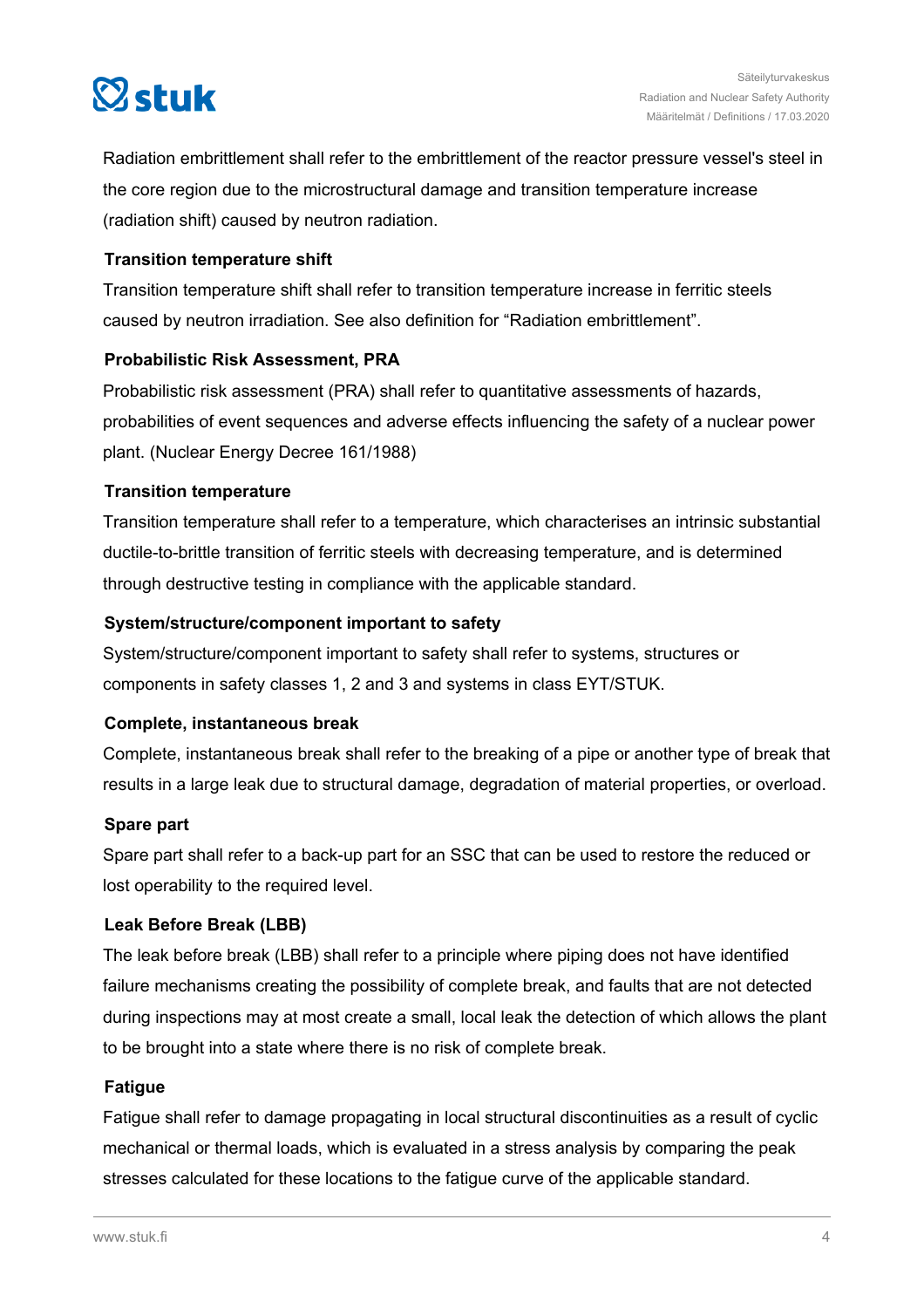Radiation embrittlement shall refer to the embrittlement of the reactor pressure vessel's steel in the core region due to the microstructural damage and transition temperature increase (radiation shift) caused by neutron radiation.

**Transition temperature shift**

Transition temperature shift shall refer to transition temperature increase in ferritic steels caused by neutron irradiation. See also definition for "Radiation embrittlement".

**Probabilistic Risk Assessment, PRA**

Probabilistic risk assessment (PRA) shall refer to quantitative assessments of hazards, probabilities of event sequences and adverse effects influencing the safety of a nuclear power plant. (Nuclear Energy Decree 161/1988)

**Transition temperature**

Transition temperature shall refer to a temperature, which characterises an intrinsic substantial ductile-to-brittle transition of ferritic steels with decreasing temperature, and is determined through destructive testing in compliance with the applicable standard.

**System/structure/component important to safety**

System/structure/component important to safety shall refer to systems, structures or components in safety classes 1, 2 and 3 and systems in class EYT/STUK.

**Complete, instantaneous break**

Complete, instantaneous break shall refer to the breaking of a pipe or another type of break that results in a large leak due to structural damage, degradation of material properties, or overload.

**Spare part**

Spare part shall refer to a back-up part for an SSC that can be used to restore the reduced or lost operability to the required level.

**Leak Before Break (LBB)**

The leak before break (LBB) shall refer to a principle where piping does not have identified failure mechanisms creating the possibility of complete break, and faults that are not detected during inspections may at most create a small, local leak the detection of which allows the plant to be brought into a state where there is no risk of complete break.

**Fatigue**

Fatigue shall refer to damage propagating in local structural discontinuities as a result of cyclic mechanical or thermal loads, which is evaluated in a stress analysis by comparing the peak stresses calculated for these locations to the fatigue curve of the applicable standard.